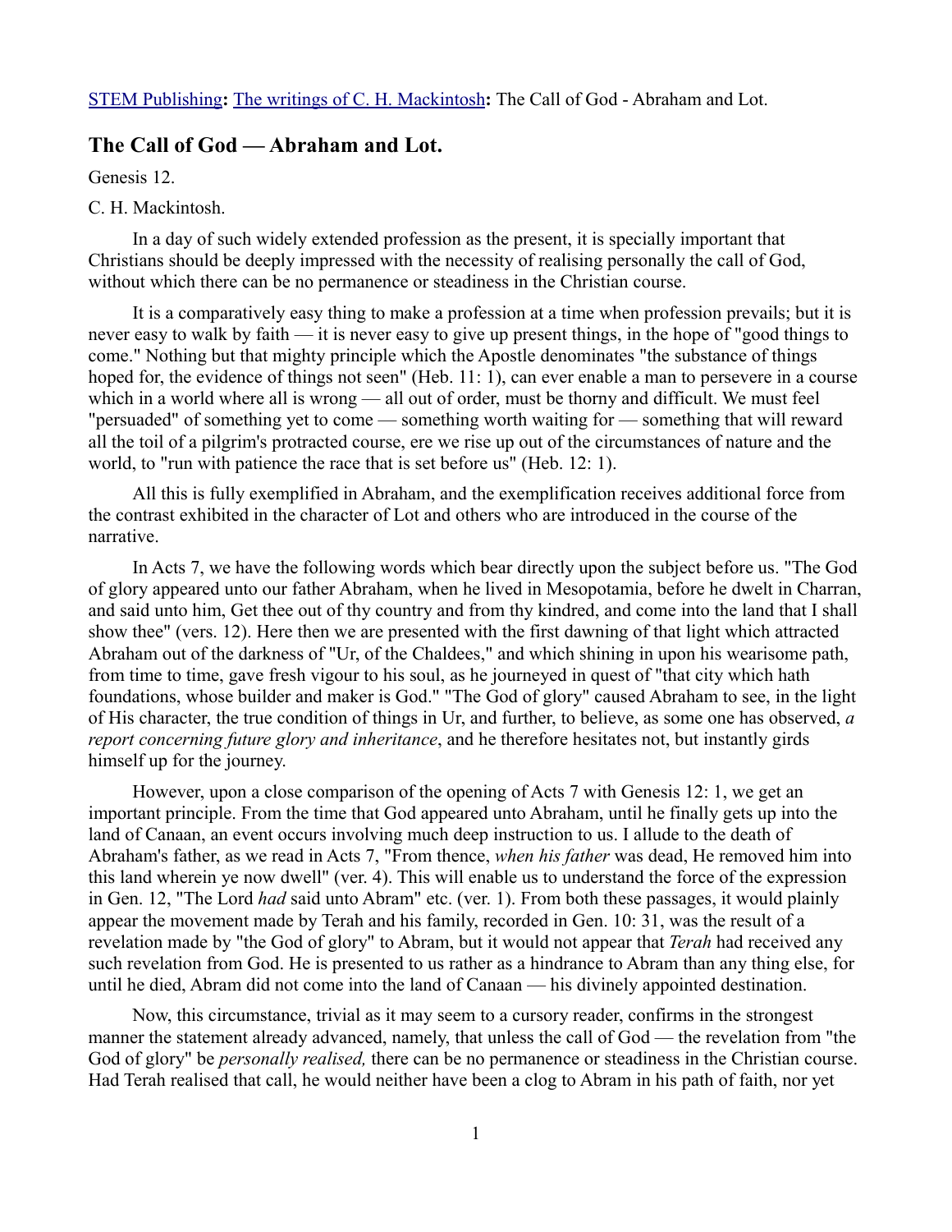STEM Publishing**:** The writings of C. H. Mackintosh**:** The Call of God - Abraham and Lot.

## The Call of God — Abraham and Lot.

Genesis 12.

C. H. Mackintosh.

In a day of such widely extended profession as the present, it is specially important that Christians should be deeply impressed with the necessity of realising personally the call of God, without which there can be no permanence or steadiness in the Christian course.

It is a comparatively easy thing to make a profession at a time when profession prevails; but it is never easy to walk by faith — it is never easy to give up present things, in the hope of "good things to come." Nothing but that mighty principle which the Apostle denominates "the substance of things hoped for, the evidence of things not seen" (Heb. 11: 1), can ever enable a man to persevere in a course which in a world where all is wrong — all out of order, must be thorny and difficult. We must feel "persuaded" of something yet to come — something worth waiting for — something that will reward all the toil of a pilgrim's protracted course, ere we rise up out of the circumstances of nature and the world, to "run with patience the race that is set before us" (Heb. 12: 1).

All this is fully exemplified in Abraham, and the exemplification receives additional force from the contrast exhibited in the character of Lot and others who are introduced in the course of the narrative.

In Acts 7, we have the following words which bear directly upon the subject before us. "The God of glory appeared unto our father Abraham, when he lived in Mesopotamia, before he dwelt in Charran, and said unto him, Get thee out of thy country and from thy kindred, and come into the land that I shall show thee" (vers. 12). Here then we are presented with the first dawning of that light which attracted Abraham out of the darkness of "Ur, of the Chaldees," and which shining in upon his wearisome path, from time to time, gave fresh vigour to his soul, as he journeyed in quest of "that city which hath foundations, whose builder and maker is God." "The God of glory" caused Abraham to see, in the light of His character, the true condition of things in Ur, and further, to believe, as some one has observed, *a report concerning future glory and inheritance*, and he therefore hesitates not, but instantly girds himself up for the journey.

However, upon a close comparison of the opening of Acts 7 with Genesis 12: 1, we get an important principle. From the time that God appeared unto Abraham, until he finally gets up into the land of Canaan, an event occurs involving much deep instruction to us. I allude to the death of Abraham's father, as we read in Acts 7, "From thence, *when his father* was dead, He removed him into this land wherein ye now dwell" (ver. 4). This will enable us to understand the force of the expression in Gen. 12, "The Lord *had* said unto Abram" etc. (ver. 1). From both these passages, it would plainly appear the movement made by Terah and his family, recorded in Gen. 10: 31, was the result of a revelation made by "the God of glory" to Abram, but it would not appear that *Terah* had received any such revelation from God. He is presented to us rather as a hindrance to Abram than any thing else, for until he died, Abram did not come into the land of Canaan — his divinely appointed destination.

Now, this circumstance, trivial as it may seem to a cursory reader, confirms in the strongest manner the statement already advanced, namely, that unless the call of God — the revelation from "the God of glory" be *personally realised,* there can be no permanence or steadiness in the Christian course. Had Terah realised that call, he would neither have been a clog to Abram in his path of faith, nor yet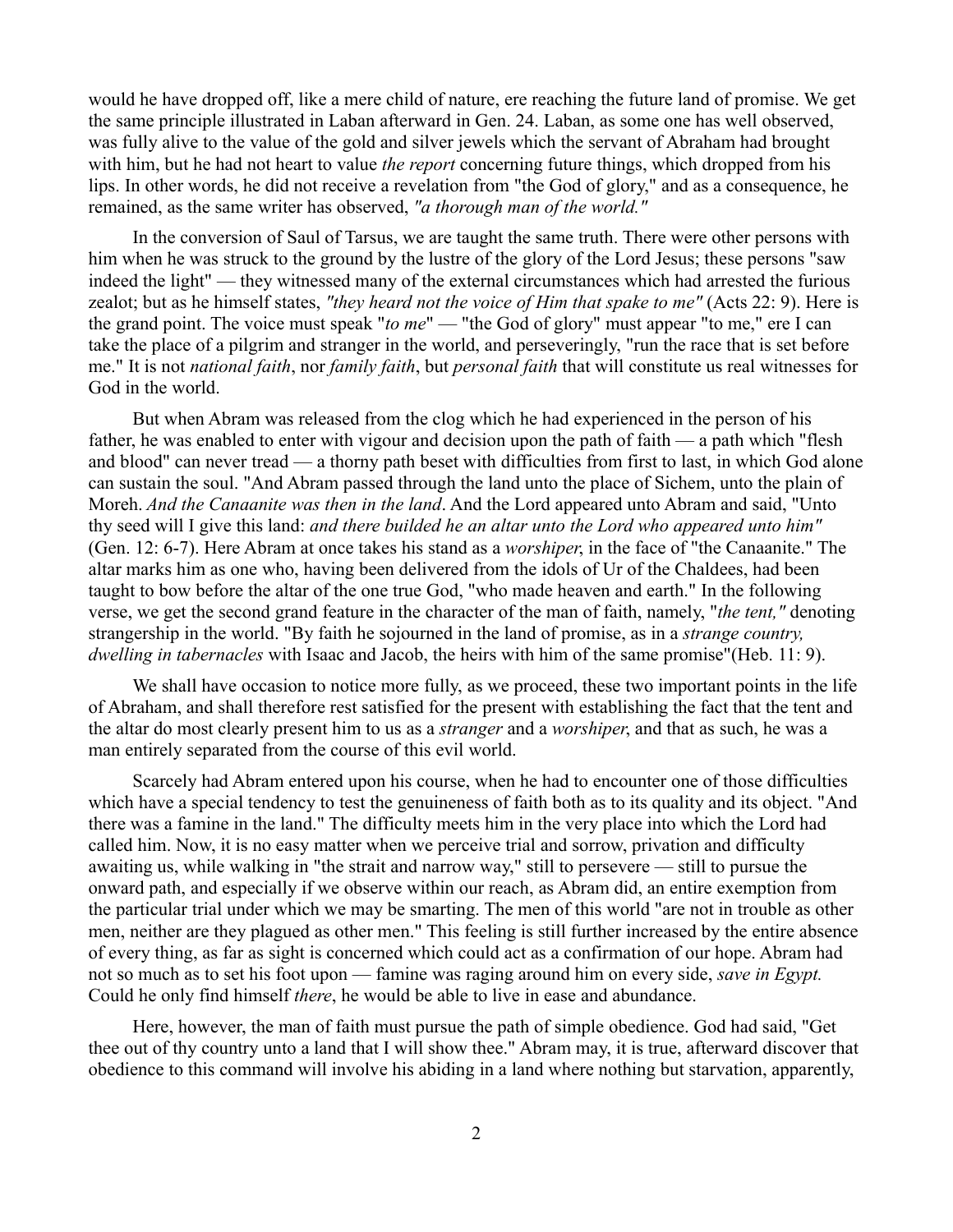would he have dropped off, like a mere child of nature, ere reaching the future land of promise. We get the same principle illustrated in Laban afterward in Gen. 24. Laban, as some one has well observed, was fully alive to the value of the gold and silver jewels which the servant of Abraham had brought with him, but he had not heart to value *the report* concerning future things, which dropped from his lips. In other words, he did not receive a revelation from "the God of glory," and as a consequence, he remained, as the same writer has observed, *"a thorough man of the world."*

In the conversion of Saul of Tarsus, we are taught the same truth. There were other persons with him when he was struck to the ground by the lustre of the glory of the Lord Jesus; these persons "saw indeed the light" — they witnessed many of the external circumstances which had arrested the furious zealot; but as he himself states, *"they heard not the voice of Him that spake to me"* (Acts 22: 9). Here is the grand point. The voice must speak "*to me*" — "the God of glory" must appear "to me," ere I can take the place of a pilgrim and stranger in the world, and perseveringly, "run the race that is set before me." It is not *national faith*, nor *family faith*, but *personal faith* that will constitute us real witnesses for God in the world.

But when Abram was released from the clog which he had experienced in the person of his father, he was enabled to enter with vigour and decision upon the path of faith — a path which "flesh and blood" can never tread — a thorny path beset with difficulties from first to last, in which God alone can sustain the soul. "And Abram passed through the land unto the place of Sichem, unto the plain of Moreh. *And the Canaanite was then in the land*. And the Lord appeared unto Abram and said, "Unto thy seed will I give this land: *and there builded he an altar unto the Lord who appeared unto him"* (Gen. 12: 6-7). Here Abram at once takes his stand as a *worshiper*, in the face of "the Canaanite." The altar marks him as one who, having been delivered from the idols of Ur of the Chaldees, had been taught to bow before the altar of the one true God, "who made heaven and earth." In the following verse, we get the second grand feature in the character of the man of faith, namely, "*the tent,"* denoting strangership in the world. "By faith he sojourned in the land of promise, as in a *strange country, dwelling in tabernacles* with Isaac and Jacob, the heirs with him of the same promise"(Heb. 11: 9).

We shall have occasion to notice more fully, as we proceed, these two important points in the life of Abraham, and shall therefore rest satisfied for the present with establishing the fact that the tent and the altar do most clearly present him to us as a *stranger* and a *worshiper*, and that as such, he was a man entirely separated from the course of this evil world.

Scarcely had Abram entered upon his course, when he had to encounter one of those difficulties which have a special tendency to test the genuineness of faith both as to its quality and its object. "And there was a famine in the land." The difficulty meets him in the very place into which the Lord had called him. Now, it is no easy matter when we perceive trial and sorrow, privation and difficulty awaiting us, while walking in "the strait and narrow way," still to persevere — still to pursue the onward path, and especially if we observe within our reach, as Abram did, an entire exemption from the particular trial under which we may be smarting. The men of this world "are not in trouble as other men, neither are they plagued as other men." This feeling is still further increased by the entire absence of every thing, as far as sight is concerned which could act as a confirmation of our hope. Abram had not so much as to set his foot upon — famine was raging around him on every side, *save in Egypt.* Could he only find himself *there*, he would be able to live in ease and abundance.

Here, however, the man of faith must pursue the path of simple obedience. God had said, "Get thee out of thy country unto a land that I will show thee." Abram may, it is true, afterward discover that obedience to this command will involve his abiding in a land where nothing but starvation, apparently,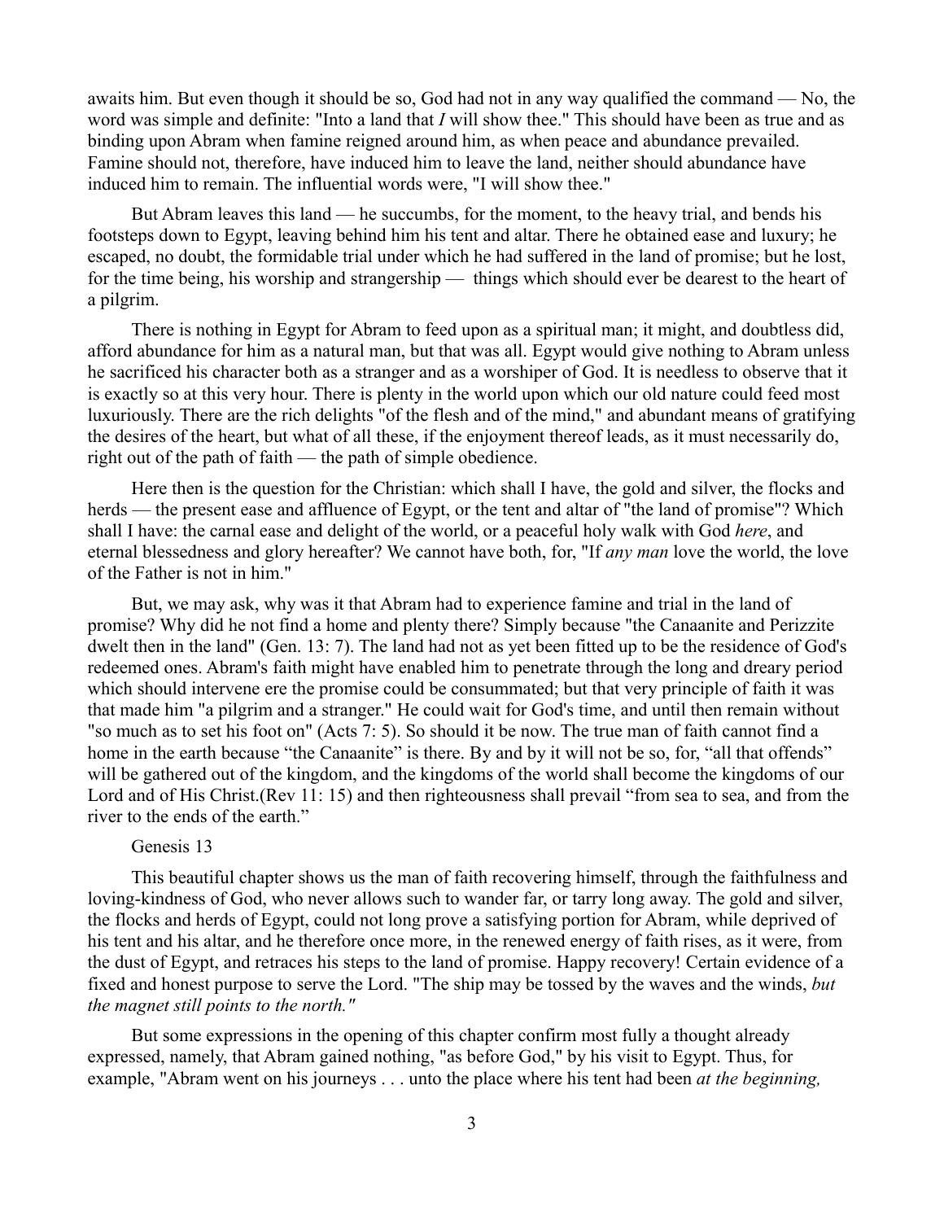awaits him. But even though it should be so, God had not in any way qualified the command — No, the word was simple and definite: "Into a land that *I* will show thee." This should have been as true and as binding upon Abram when famine reigned around him, as when peace and abundance prevailed. Famine should not, therefore, have induced him to leave the land, neither should abundance have induced him to remain. The influential words were, "I will show thee."

But Abram leaves this land — he succumbs, for the moment, to the heavy trial, and bends his footsteps down to Egypt, leaving behind him his tent and altar. There he obtained ease and luxury; he escaped, no doubt, the formidable trial under which he had suffered in the land of promise; but he lost, for the time being, his worship and strangership — things which should ever be dearest to the heart of a pilgrim.

There is nothing in Egypt for Abram to feed upon as a spiritual man; it might, and doubtless did, afford abundance for him as a natural man, but that was all. Egypt would give nothing to Abram unless he sacrificed his character both as a stranger and as a worshiper of God. It is needless to observe that it is exactly so at this very hour. There is plenty in the world upon which our old nature could feed most luxuriously. There are the rich delights "of the flesh and of the mind," and abundant means of gratifying the desires of the heart, but what of all these, if the enjoyment thereof leads, as it must necessarily do, right out of the path of faith — the path of simple obedience.

Here then is the question for the Christian: which shall I have, the gold and silver, the flocks and herds — the present ease and affluence of Egypt, or the tent and altar of "the land of promise"? Which shall I have: the carnal ease and delight of the world, or a peaceful holy walk with God *here*, and eternal blessedness and glory hereafter? We cannot have both, for, "If *any man* love the world, the love of the Father is not in him."

But, we may ask, why was it that Abram had to experience famine and trial in the land of promise? Why did he not find a home and plenty there? Simply because "the Canaanite and Perizzite dwelt then in the land" (Gen. 13: 7). The land had not as yet been fitted up to be the residence of God's redeemed ones. Abram's faith might have enabled him to penetrate through the long and dreary period which should intervene ere the promise could be consummated; but that very principle of faith it was that made him "a pilgrim and a stranger." He could wait for God's time, and until then remain without "so much as to set his foot on" (Acts 7: 5). So should it be now. The true man of faith cannot find a home in the earth because "the Canaanite" is there. By and by it will not be so, for, "all that offends" will be gathered out of the kingdom, and the kingdoms of the world shall become the kingdoms of our Lord and of His Christ.(Rev 11: 15) and then righteousness shall prevail "from sea to sea, and from the river to the ends of the earth."

Genesis 13

This beautiful chapter shows us the man of faith recovering himself, through the faithfulness and loving-kindness of God, who never allows such to wander far, or tarry long away. The gold and silver, the flocks and herds of Egypt, could not long prove a satisfying portion for Abram, while deprived of his tent and his altar, and he therefore once more, in the renewed energy of faith rises, as it were, from the dust of Egypt, and retraces his steps to the land of promise. Happy recovery! Certain evidence of a fixed and honest purpose to serve the Lord. "The ship may be tossed by the waves and the winds, *but the magnet still points to the north."*

But some expressions in the opening of this chapter confirm most fully a thought already expressed, namely, that Abram gained nothing, "as before God," by his visit to Egypt. Thus, for example, "Abram went on his journeys . . . unto the place where his tent had been *at the beginning,*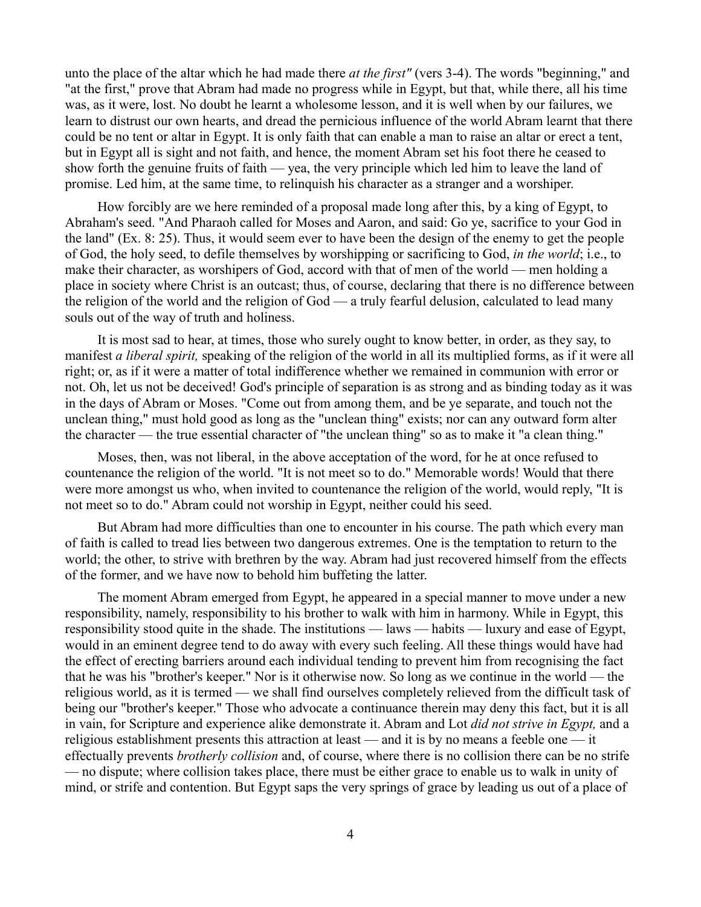unto the place of the altar which he had made there *at the first"* (vers 3-4). The words "beginning," and "at the first," prove that Abram had made no progress while in Egypt, but that, while there, all his time was, as it were, lost. No doubt he learnt a wholesome lesson, and it is well when by our failures, we learn to distrust our own hearts, and dread the pernicious influence of the world Abram learnt that there could be no tent or altar in Egypt. It is only faith that can enable a man to raise an altar or erect a tent, but in Egypt all is sight and not faith, and hence, the moment Abram set his foot there he ceased to show forth the genuine fruits of faith — yea, the very principle which led him to leave the land of promise. Led him, at the same time, to relinquish his character as a stranger and a worshiper.

How forcibly are we here reminded of a proposal made long after this, by a king of Egypt, to Abraham's seed. "And Pharaoh called for Moses and Aaron, and said: Go ye, sacrifice to your God in the land" (Ex. 8: 25). Thus, it would seem ever to have been the design of the enemy to get the people of God, the holy seed, to defile themselves by worshipping or sacrificing to God, *in the world*; i.e., to make their character, as worshipers of God, accord with that of men of the world — men holding a place in society where Christ is an outcast; thus, of course, declaring that there is no difference between the religion of the world and the religion of God — a truly fearful delusion, calculated to lead many souls out of the way of truth and holiness.

It is most sad to hear, at times, those who surely ought to know better, in order, as they say, to manifest *a liberal spirit,* speaking of the religion of the world in all its multiplied forms, as if it were all right; or, as if it were a matter of total indifference whether we remained in communion with error or not. Oh, let us not be deceived! God's principle of separation is as strong and as binding today as it was in the days of Abram or Moses. "Come out from among them, and be ye separate, and touch not the unclean thing," must hold good as long as the "unclean thing" exists; nor can any outward form alter the character — the true essential character of "the unclean thing" so as to make it "a clean thing."

Moses, then, was not liberal, in the above acceptation of the word, for he at once refused to countenance the religion of the world. "It is not meet so to do." Memorable words! Would that there were more amongst us who, when invited to countenance the religion of the world, would reply, "It is not meet so to do." Abram could not worship in Egypt, neither could his seed.

But Abram had more difficulties than one to encounter in his course. The path which every man of faith is called to tread lies between two dangerous extremes. One is the temptation to return to the world; the other, to strive with brethren by the way. Abram had just recovered himself from the effects of the former, and we have now to behold him buffeting the latter.

The moment Abram emerged from Egypt, he appeared in a special manner to move under a new responsibility, namely, responsibility to his brother to walk with him in harmony. While in Egypt, this responsibility stood quite in the shade. The institutions — laws — habits — luxury and ease of Egypt, would in an eminent degree tend to do away with every such feeling. All these things would have had the effect of erecting barriers around each individual tending to prevent him from recognising the fact that he was his "brother's keeper." Nor is it otherwise now. So long as we continue in the world — the religious world, as it is termed — we shall find ourselves completely relieved from the difficult task of being our "brother's keeper." Those who advocate a continuance therein may deny this fact, but it is all in vain, for Scripture and experience alike demonstrate it. Abram and Lot *did not strive in Egypt,* and a religious establishment presents this attraction at least — and it is by no means a feeble one — it effectually prevents *brotherly collision* and, of course, where there is no collision there can be no strife — no dispute; where collision takes place, there must be either grace to enable us to walk in unity of mind, or strife and contention. But Egypt saps the very springs of grace by leading us out of a place of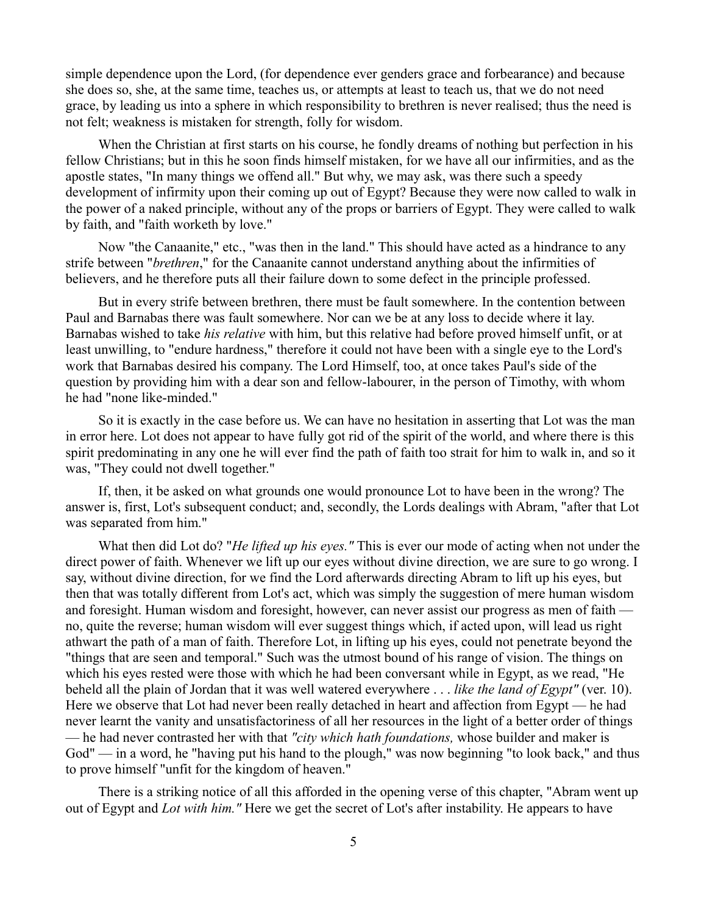simple dependence upon the Lord, (for dependence ever genders grace and forbearance) and because she does so, she, at the same time, teaches us, or attempts at least to teach us, that we do not need grace, by leading us into a sphere in which responsibility to brethren is never realised; thus the need is not felt; weakness is mistaken for strength, folly for wisdom.

When the Christian at first starts on his course, he fondly dreams of nothing but perfection in his fellow Christians; but in this he soon finds himself mistaken, for we have all our infirmities, and as the apostle states, "In many things we offend all." But why, we may ask, was there such a speedy development of infirmity upon their coming up out of Egypt? Because they were now called to walk in the power of a naked principle, without any of the props or barriers of Egypt. They were called to walk by faith, and "faith worketh by love."

Now "the Canaanite," etc., "was then in the land." This should have acted as a hindrance to any strife between "*brethren*," for the Canaanite cannot understand anything about the infirmities of believers, and he therefore puts all their failure down to some defect in the principle professed.

But in every strife between brethren, there must be fault somewhere. In the contention between Paul and Barnabas there was fault somewhere. Nor can we be at any loss to decide where it lay. Barnabas wished to take *his relative* with him, but this relative had before proved himself unfit, or at least unwilling, to "endure hardness," therefore it could not have been with a single eye to the Lord's work that Barnabas desired his company. The Lord Himself, too, at once takes Paul's side of the question by providing him with a dear son and fellow-labourer, in the person of Timothy, with whom he had "none like-minded."

So it is exactly in the case before us. We can have no hesitation in asserting that Lot was the man in error here. Lot does not appear to have fully got rid of the spirit of the world, and where there is this spirit predominating in any one he will ever find the path of faith too strait for him to walk in, and so it was, "They could not dwell together."

If, then, it be asked on what grounds one would pronounce Lot to have been in the wrong? The answer is, first, Lot's subsequent conduct; and, secondly, the Lords dealings with Abram, "after that Lot was separated from him."

What then did Lot do? "*He lifted up his eyes."* This is ever our mode of acting when not under the direct power of faith. Whenever we lift up our eyes without divine direction, we are sure to go wrong. I say, without divine direction, for we find the Lord afterwards directing Abram to lift up his eyes, but then that was totally different from Lot's act, which was simply the suggestion of mere human wisdom and foresight. Human wisdom and foresight, however, can never assist our progress as men of faith — no, quite the reverse; human wisdom will ever suggest things which, if acted upon, will lead us right athwart the path of a man of faith. Therefore Lot, in lifting up his eyes, could not penetrate beyond the "things that are seen and temporal." Such was the utmost bound of his range of vision. The things on which his eyes rested were those with which he had been conversant while in Egypt, as we read, "He beheld all the plain of Jordan that it was well watered everywhere . . . *like the land of Egypt"* (ver. 10). Here we observe that Lot had never been really detached in heart and affection from Egypt — he had never learnt the vanity and unsatisfactoriness of all her resources in the light of a better order of things — he had never contrasted her with that *"city which hath foundations,* whose builder and maker is God" — in a word, he "having put his hand to the plough," was now beginning "to look back," and thus to prove himself "unfit for the kingdom of heaven."

There is a striking notice of all this afforded in the opening verse of this chapter, "Abram went up out of Egypt and *Lot with him."* Here we get the secret of Lot's after instability. He appears to have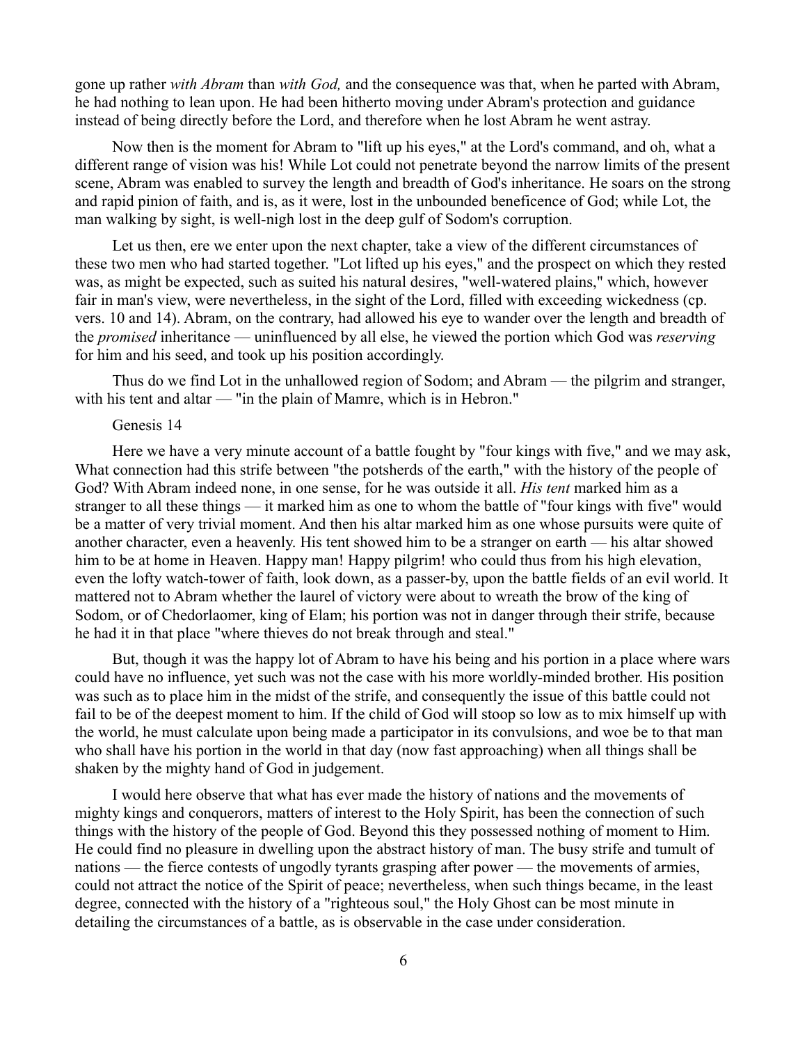gone up rather *with Abram* than *with God,* and the consequence was that, when he parted with Abram, he had nothing to lean upon. He had been hitherto moving under Abram's protection and guidance instead of being directly before the Lord, and therefore when he lost Abram he went astray.

Now then is the moment for Abram to "lift up his eyes," at the Lord's command, and oh, what a different range of vision was his! While Lot could not penetrate beyond the narrow limits of the present scene, Abram was enabled to survey the length and breadth of God's inheritance. He soars on the strong and rapid pinion of faith, and is, as it were, lost in the unbounded beneficence of God; while Lot, the man walking by sight, is well-nigh lost in the deep gulf of Sodom's corruption.

Let us then, ere we enter upon the next chapter, take a view of the different circumstances of these two men who had started together. "Lot lifted up his eyes," and the prospect on which they rested was, as might be expected, such as suited his natural desires, "well-watered plains," which, however fair in man's view, were nevertheless, in the sight of the Lord, filled with exceeding wickedness (cp. vers. 10 and 14). Abram, on the contrary, had allowed his eye to wander over the length and breadth of the *promised* inheritance — uninfluenced by all else, he viewed the portion which God was *reserving* for him and his seed, and took up his position accordingly.

Thus do we find Lot in the unhallowed region of Sodom; and Abram — the pilgrim and stranger, with his tent and altar — "in the plain of Mamre, which is in Hebron."

## Genesis 14

Here we have a very minute account of a battle fought by "four kings with five," and we may ask, What connection had this strife between "the potsherds of the earth," with the history of the people of God? With Abram indeed none, in one sense, for he was outside it all. *His tent* marked him as a stranger to all these things — it marked him as one to whom the battle of "four kings with five" would be a matter of very trivial moment. And then his altar marked him as one whose pursuits were quite of another character, even a heavenly. His tent showed him to be a stranger on earth — his altar showed him to be at home in Heaven. Happy man! Happy pilgrim! who could thus from his high elevation, even the lofty watch-tower of faith, look down, as a passer-by, upon the battle fields of an evil world. It mattered not to Abram whether the laurel of victory were about to wreath the brow of the king of Sodom, or of Chedorlaomer, king of Elam; his portion was not in danger through their strife, because he had it in that place "where thieves do not break through and steal."

But, though it was the happy lot of Abram to have his being and his portion in a place where wars could have no influence, yet such was not the case with his more worldly-minded brother. His position was such as to place him in the midst of the strife, and consequently the issue of this battle could not fail to be of the deepest moment to him. If the child of God will stoop so low as to mix himself up with the world, he must calculate upon being made a participator in its convulsions, and woe be to that man who shall have his portion in the world in that day (now fast approaching) when all things shall be shaken by the mighty hand of God in judgement.

I would here observe that what has ever made the history of nations and the movements of mighty kings and conquerors, matters of interest to the Holy Spirit, has been the connection of such things with the history of the people of God. Beyond this they possessed nothing of moment to Him. He could find no pleasure in dwelling upon the abstract history of man. The busy strife and tumult of nations — the fierce contests of ungodly tyrants grasping after power — the movements of armies, could not attract the notice of the Spirit of peace; nevertheless, when such things became, in the least degree, connected with the history of a "righteous soul," the Holy Ghost can be most minute in detailing the circumstances of a battle, as is observable in the case under consideration.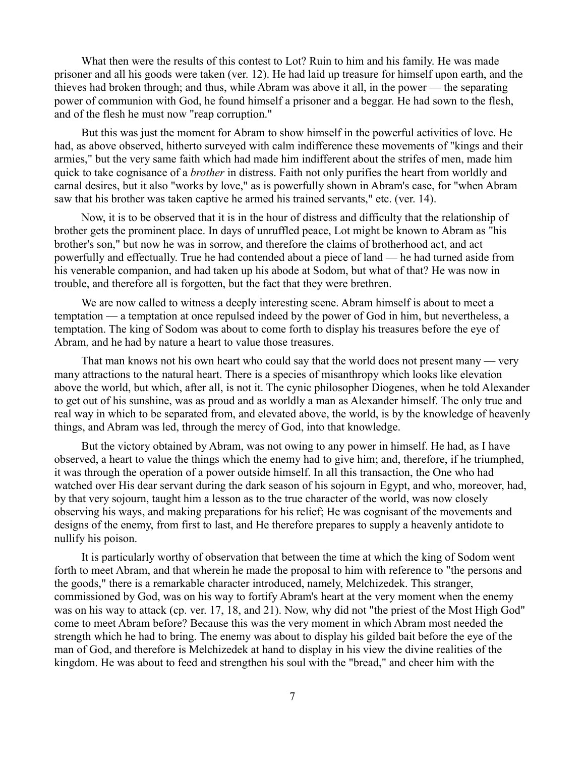What then were the results of this contest to Lot? Ruin to him and his family. He was made prisoner and all his goods were taken (ver. 12). He had laid up treasure for himself upon earth, and the thieves had broken through; and thus, while Abram was above it all, in the power — the separating power of communion with God, he found himself a prisoner and a beggar. He had sown to the flesh, and of the flesh he must now "reap corruption."

But this was just the moment for Abram to show himself in the powerful activities of love. He had, as above observed, hitherto surveyed with calm indifference these movements of "kings and their armies," but the very same faith which had made him indifferent about the strifes of men, made him quick to take cognisance of a *brother* in distress. Faith not only purifies the heart from worldly and carnal desires, but it also "works by love," as is powerfully shown in Abram's case, for "when Abram saw that his brother was taken captive he armed his trained servants," etc. (ver. 14).

Now, it is to be observed that it is in the hour of distress and difficulty that the relationship of brother gets the prominent place. In days of unruffled peace, Lot might be known to Abram as "his brother's son," but now he was in sorrow, and therefore the claims of brotherhood act, and act powerfully and effectually. True he had contended about a piece of land — he had turned aside from his venerable companion, and had taken up his abode at Sodom, but what of that? He was now in trouble, and therefore all is forgotten, but the fact that they were brethren.

We are now called to witness a deeply interesting scene. Abram himself is about to meet a temptation — a temptation at once repulsed indeed by the power of God in him, but nevertheless, a temptation. The king of Sodom was about to come forth to display his treasures before the eye of Abram, and he had by nature a heart to value those treasures.

That man knows not his own heart who could say that the world does not present many — very many attractions to the natural heart. There is a species of misanthropy which looks like elevation above the world, but which, after all, is not it. The cynic philosopher Diogenes, when he told Alexander to get out of his sunshine, was as proud and as worldly a man as Alexander himself. The only true and real way in which to be separated from, and elevated above, the world, is by the knowledge of heavenly things, and Abram was led, through the mercy of God, into that knowledge.

But the victory obtained by Abram, was not owing to any power in himself. He had, as I have observed, a heart to value the things which the enemy had to give him; and, therefore, if he triumphed, it was through the operation of a power outside himself. In all this transaction, the One who had watched over His dear servant during the dark season of his sojourn in Egypt, and who, moreover, had, by that very sojourn, taught him a lesson as to the true character of the world, was now closely observing his ways, and making preparations for his relief; He was cognisant of the movements and designs of the enemy, from first to last, and He therefore prepares to supply a heavenly antidote to nullify his poison.

It is particularly worthy of observation that between the time at which the king of Sodom went forth to meet Abram, and that wherein he made the proposal to him with reference to "the persons and the goods," there is a remarkable character introduced, namely, Melchizedek. This stranger, commissioned by God, was on his way to fortify Abram's heart at the very moment when the enemy was on his way to attack (cp. ver. 17, 18, and 21). Now, why did not "the priest of the Most High God" come to meet Abram before? Because this was the very moment in which Abram most needed the strength which he had to bring. The enemy was about to display his gilded bait before the eye of the man of God, and therefore is Melchizedek at hand to display in his view the divine realities of the kingdom. He was about to feed and strengthen his soul with the "bread," and cheer him with the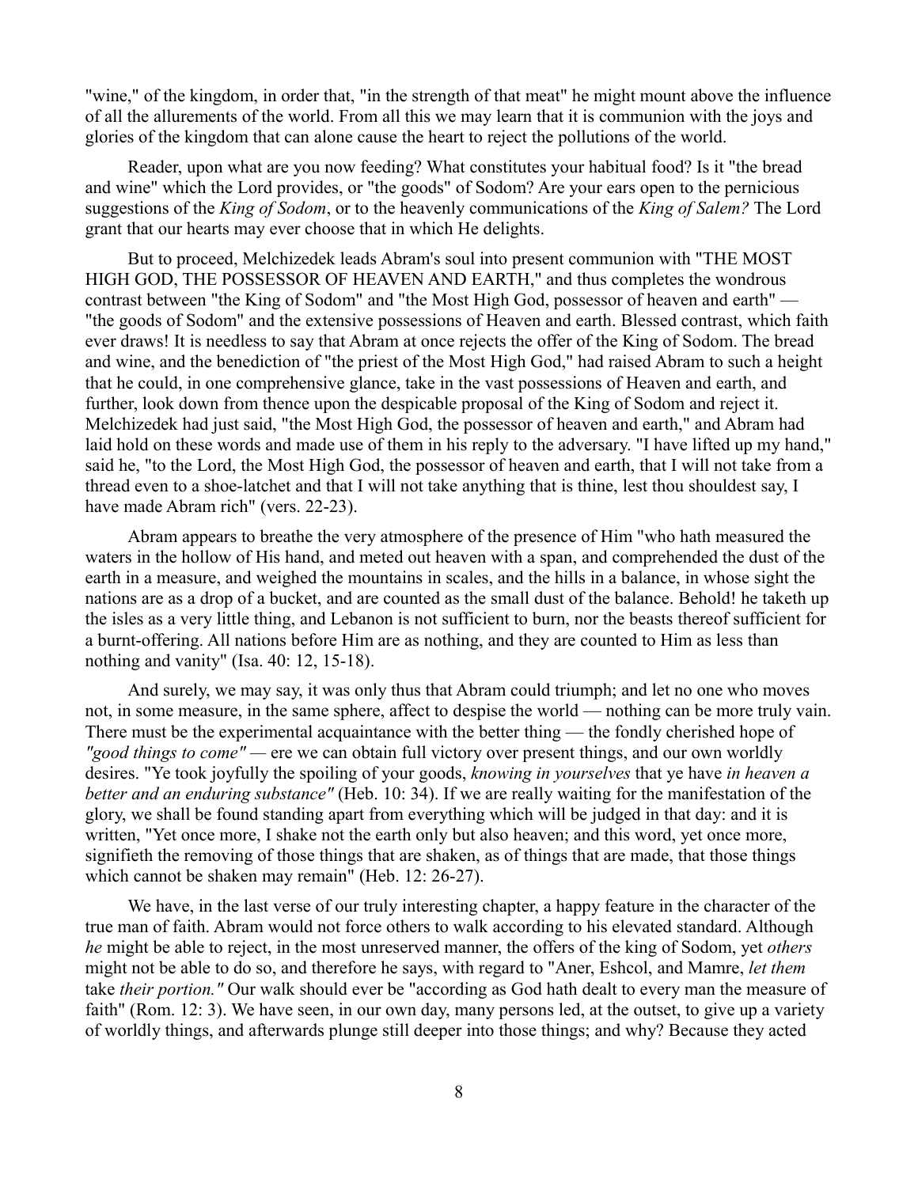"wine," of the kingdom, in order that, "in the strength of that meat" he might mount above the influence of all the allurements of the world. From all this we may learn that it is communion with the joys and glories of the kingdom that can alone cause the heart to reject the pollutions of the world.

Reader, upon what are you now feeding? What constitutes your habitual food? Is it "the bread and wine" which the Lord provides, or "the goods" of Sodom? Are your ears open to the pernicious suggestions of the *King of Sodom*, or to the heavenly communications of the *King of Salem?* The Lord grant that our hearts may ever choose that in which He delights.

But to proceed, Melchizedek leads Abram's soul into present communion with "THE MOST HIGH GOD, THE POSSESSOR OF HEAVEN AND EARTH," and thus completes the wondrous contrast between "the King of Sodom" and "the Most High God, possessor of heaven and earth" — "the goods of Sodom" and the extensive possessions of Heaven and earth. Blessed contrast, which faith ever draws! It is needless to say that Abram at once rejects the offer of the King of Sodom. The bread and wine, and the benediction of "the priest of the Most High God," had raised Abram to such a height that he could, in one comprehensive glance, take in the vast possessions of Heaven and earth, and further, look down from thence upon the despicable proposal of the King of Sodom and reject it. Melchizedek had just said, "the Most High God, the possessor of heaven and earth," and Abram had laid hold on these words and made use of them in his reply to the adversary. "I have lifted up my hand," said he, "to the Lord, the Most High God, the possessor of heaven and earth, that I will not take from a thread even to a shoe-latchet and that I will not take anything that is thine, lest thou shouldest say, I have made Abram rich" (vers. 22-23).

Abram appears to breathe the very atmosphere of the presence of Him "who hath measured the waters in the hollow of His hand, and meted out heaven with a span, and comprehended the dust of the earth in a measure, and weighed the mountains in scales, and the hills in a balance, in whose sight the nations are as a drop of a bucket, and are counted as the small dust of the balance. Behold! he taketh up the isles as a very little thing, and Lebanon is not sufficient to burn, nor the beasts thereof sufficient for a burnt-offering. All nations before Him are as nothing, and they are counted to Him as less than nothing and vanity" (Isa. 40: 12, 15-18).

And surely, we may say, it was only thus that Abram could triumph; and let no one who moves not, in some measure, in the same sphere, affect to despise the world — nothing can be more truly vain. There must be the experimental acquaintance with the better thing — the fondly cherished hope of *"good things to come"* — ere we can obtain full victory over present things, and our own worldly desires. "Ye took joyfully the spoiling of your goods, *knowing in yourselves* that ye have *in heaven a better and an enduring substance"* (Heb. 10: 34). If we are really waiting for the manifestation of the glory, we shall be found standing apart from everything which will be judged in that day: and it is written, "Yet once more, I shake not the earth only but also heaven; and this word, yet once more, signifieth the removing of those things that are shaken, as of things that are made, that those things which cannot be shaken may remain" (Heb. 12: 26-27).

We have, in the last verse of our truly interesting chapter, a happy feature in the character of the true man of faith. Abram would not force others to walk according to his elevated standard. Although *he* might be able to reject, in the most unreserved manner, the offers of the king of Sodom, yet *others* might not be able to do so, and therefore he says, with regard to "Aner, Eshcol, and Mamre, *let them* take *their portion."* Our walk should ever be "according as God hath dealt to every man the measure of faith" (Rom. 12: 3). We have seen, in our own day, many persons led, at the outset, to give up a variety of worldly things, and afterwards plunge still deeper into those things; and why? Because they acted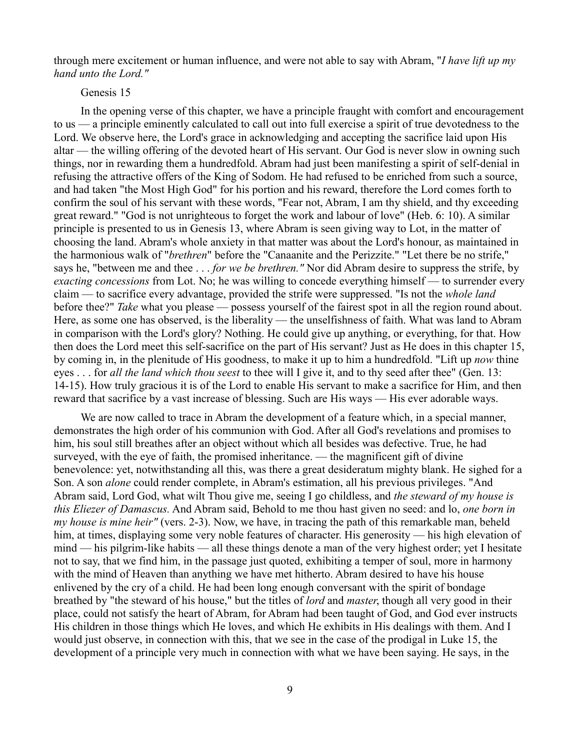through mere excitement or human influence, and were not able to say with Abram, "*I have lift up my hand unto the Lord."*

Genesis 15

In the opening verse of this chapter, we have a principle fraught with comfort and encouragement to us — a principle eminently calculated to call out into full exercise a spirit of true devotedness to the Lord. We observe here, the Lord's grace in acknowledging and accepting the sacrifice laid upon His altar — the willing offering of the devoted heart of His servant. Our God is never slow in owning such things, nor in rewarding them a hundredfold. Abram had just been manifesting a spirit of self-denial in refusing the attractive offers of the King of Sodom. He had refused to be enriched from such a source, and had taken "the Most High God" for his portion and his reward, therefore the Lord comes forth to confirm the soul of his servant with these words, "Fear not, Abram, I am thy shield, and thy exceeding great reward." "God is not unrighteous to forget the work and labour of love" (Heb. 6: 10). A similar principle is presented to us in Genesis 13, where Abram is seen giving way to Lot, in the matter of choosing the land. Abram's whole anxiety in that matter was about the Lord's honour, as maintained in the harmonious walk of "*brethren*" before the "Canaanite and the Perizzite." "Let there be no strife," says he, "between me and thee . . . *for we be brethren."* Nor did Abram desire to suppress the strife, by *exacting concessions* from Lot. No; he was willing to concede everything himself — to surrender every claim — to sacrifice every advantage, provided the strife were suppressed. "Is not the *whole land* before thee?" *Take* what you please — possess yourself of the fairest spot in all the region round about. Here, as some one has observed, is the liberality — the unselfishness of faith. What was land to Abram in comparison with the Lord's glory? Nothing. He could give up anything, or everything, for that. How then does the Lord meet this self-sacrifice on the part of His servant? Just as He does in this chapter 15, by coming in, in the plenitude of His goodness, to make it up to him a hundredfold. "Lift up *now* thine eyes . . . for *all the land which thou seest* to thee will I give it, and to thy seed after thee" (Gen. 13: 14-15). How truly gracious it is of the Lord to enable His servant to make a sacrifice for Him, and then reward that sacrifice by a vast increase of blessing. Such are His ways — His ever adorable ways.

We are now called to trace in Abram the development of a feature which, in a special manner, demonstrates the high order of his communion with God. After all God's revelations and promises to him, his soul still breathes after an object without which all besides was defective. True, he had surveyed, with the eye of faith, the promised inheritance. — the magnificent gift of divine benevolence: yet, notwithstanding all this, was there a great desideratum mighty blank. He sighed for a Son. A son *alone* could render complete, in Abram's estimation, all his previous privileges. "And Abram said, Lord God, what wilt Thou give me, seeing I go childless, and *the steward of my house is this Eliezer of Damascus.* And Abram said, Behold to me thou hast given no seed: and lo, *one born in my house is mine heir"* (vers. 2-3). Now, we have, in tracing the path of this remarkable man, beheld him, at times, displaying some very noble features of character. His generosity — his high elevation of mind — his pilgrim-like habits — all these things denote a man of the very highest order; yet I hesitate not to say, that we find him, in the passage just quoted, exhibiting a temper of soul, more in harmony with the mind of Heaven than anything we have met hitherto. Abram desired to have his house enlivened by the cry of a child. He had been long enough conversant with the spirit of bondage breathed by "the steward of his house," but the titles of *lord* and *master*, though all very good in their place, could not satisfy the heart of Abram, for Abram had been taught of God, and God ever instructs His children in those things which He loves, and which He exhibits in His dealings with them. And I would just observe, in connection with this, that we see in the case of the prodigal in Luke 15, the development of a principle very much in connection with what we have been saying. He says, in the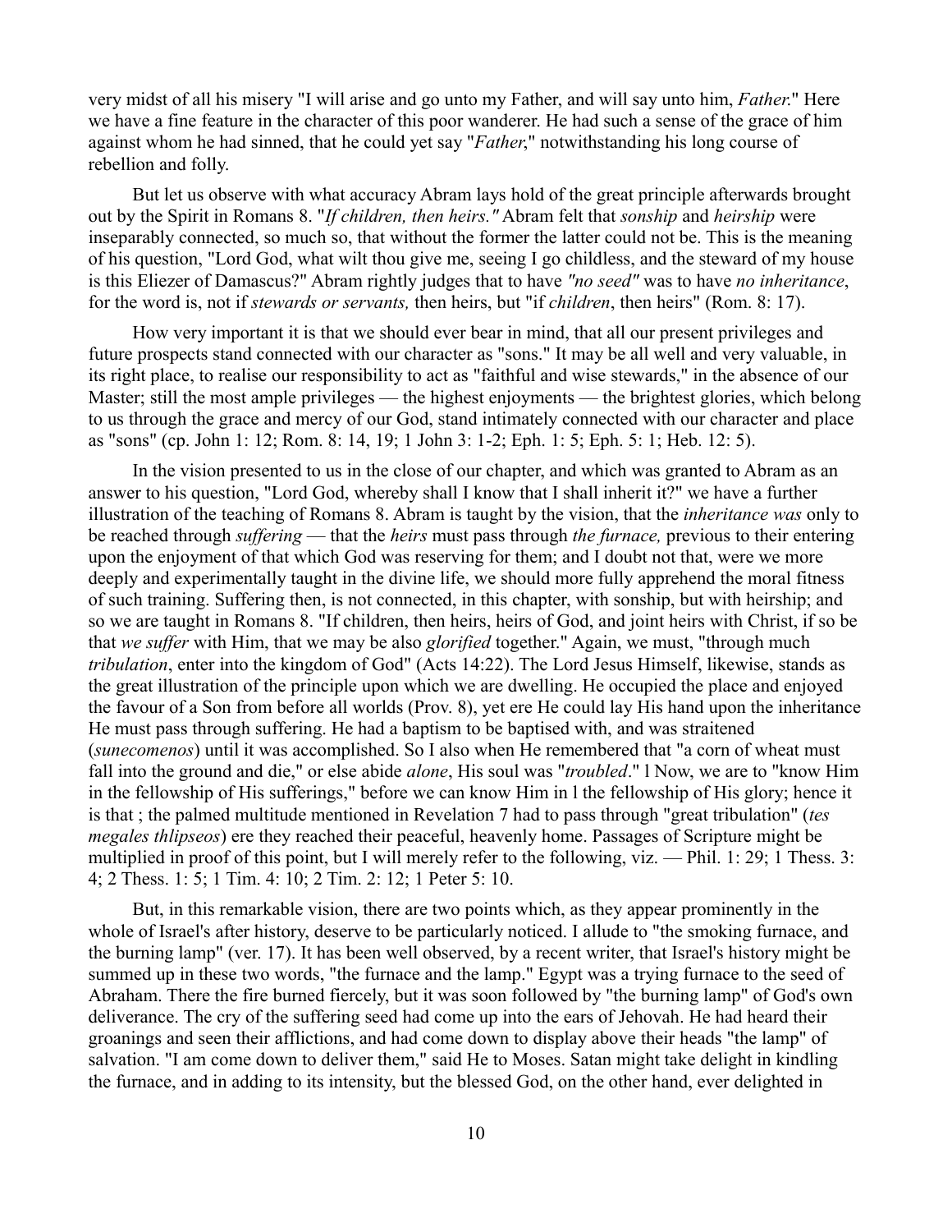very midst of all his misery "I will arise and go unto my Father, and will say unto him, *Father*." Here we have a fine feature in the character of this poor wanderer. He had such a sense of the grace of him against whom he had sinned, that he could yet say "*Father*," notwithstanding his long course of rebellion and folly.

But let us observe with what accuracy Abram lays hold of the great principle afterwards brought out by the Spirit in Romans 8. "*If children, then heirs."* Abram felt that *sonship* and *heirship* were inseparably connected, so much so, that without the former the latter could not be. This is the meaning of his question, "Lord God, what wilt thou give me, seeing I go childless, and the steward of my house is this Eliezer of Damascus?" Abram rightly judges that to have *"no seed"* was to have *no inheritance*, for the word is, not if *stewards or servants,* then heirs, but "if *children*, then heirs" (Rom. 8: 17).

How very important it is that we should ever bear in mind, that all our present privileges and future prospects stand connected with our character as "sons." It may be all well and very valuable, in its right place, to realise our responsibility to act as "faithful and wise stewards," in the absence of our Master; still the most ample privileges — the highest enjoyments — the brightest glories, which belong to us through the grace and mercy of our God, stand intimately connected with our character and place as "sons" (cp. John 1: 12; Rom. 8: 14, 19; 1 John 3: 1-2; Eph. 1: 5; Eph. 5: 1; Heb. 12: 5).

In the vision presented to us in the close of our chapter, and which was granted to Abram as an answer to his question, "Lord God, whereby shall I know that I shall inherit it?" we have a further illustration of the teaching of Romans 8. Abram is taught by the vision, that the *inheritance was* only to be reached through *suffering* — that the *heirs* must pass through *the furnace,* previous to their entering upon the enjoyment of that which God was reserving for them; and I doubt not that, were we more deeply and experimentally taught in the divine life, we should more fully apprehend the moral fitness of such training. Suffering then, is not connected, in this chapter, with sonship, but with heirship; and so we are taught in Romans 8. "If children, then heirs, heirs of God, and joint heirs with Christ, if so be that *we suffer* with Him, that we may be also *glorified* together." Again, we must, "through much *tribulation*, enter into the kingdom of God" (Acts 14:22). The Lord Jesus Himself, likewise, stands as the great illustration of the principle upon which we are dwelling. He occupied the place and enjoyed the favour of a Son from before all worlds (Prov. 8), yet ere He could lay His hand upon the inheritance He must pass through suffering. He had a baptism to be baptised with, and was straitened (*sunecomenos*) until it was accomplished. So I also when He remembered that "a corn of wheat must fall into the ground and die," or else abide *alone*, His soul was "*troubled*." l Now, we are to "know Him in the fellowship of His sufferings," before we can know Him in l the fellowship of His glory; hence it is that ; the palmed multitude mentioned in Revelation 7 had to pass through "great tribulation" (*tes megales thlipseos*) ere they reached their peaceful, heavenly home. Passages of Scripture might be multiplied in proof of this point, but I will merely refer to the following, viz. — Phil. 1: 29; 1 Thess. 3: 4; 2 Thess. 1: 5; 1 Tim. 4: 10; 2 Tim. 2: 12; 1 Peter 5: 10.

But, in this remarkable vision, there are two points which, as they appear prominently in the whole of Israel's after history, deserve to be particularly noticed. I allude to "the smoking furnace, and the burning lamp" (ver. 17). It has been well observed, by a recent writer, that Israel's history might be summed up in these two words, "the furnace and the lamp." Egypt was a trying furnace to the seed of Abraham. There the fire burned fiercely, but it was soon followed by "the burning lamp" of God's own deliverance. The cry of the suffering seed had come up into the ears of Jehovah. He had heard their groanings and seen their afflictions, and had come down to display above their heads "the lamp" of salvation. "I am come down to deliver them," said He to Moses. Satan might take delight in kindling the furnace, and in adding to its intensity, but the blessed God, on the other hand, ever delighted in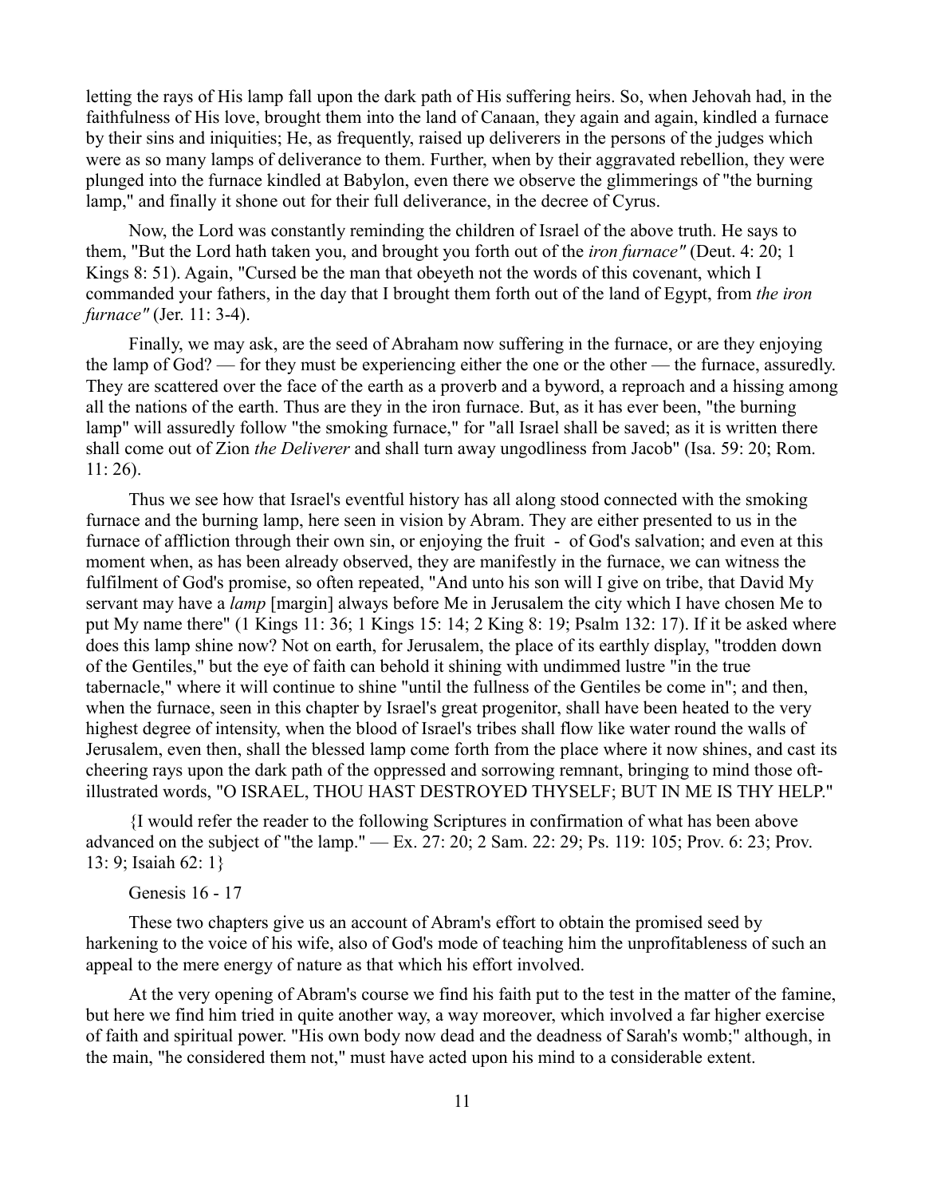letting the rays of His lamp fall upon the dark path of His suffering heirs. So, when Jehovah had, in the faithfulness of His love, brought them into the land of Canaan, they again and again, kindled a furnace by their sins and iniquities; He, as frequently, raised up deliverers in the persons of the judges which were as so many lamps of deliverance to them. Further, when by their aggravated rebellion, they were plunged into the furnace kindled at Babylon, even there we observe the glimmerings of "the burning lamp," and finally it shone out for their full deliverance, in the decree of Cyrus.

Now, the Lord was constantly reminding the children of Israel of the above truth. He says to them, "But the Lord hath taken you, and brought you forth out of the *iron furnace"* (Deut. 4: 20; 1 Kings 8: 51). Again, "Cursed be the man that obeyeth not the words of this covenant, which I commanded your fathers, in the day that I brought them forth out of the land of Egypt, from *the iron furnace"* (Jer. 11: 3-4).

Finally, we may ask, are the seed of Abraham now suffering in the furnace, or are they enjoying the lamp of God? — for they must be experiencing either the one or the other — the furnace, assuredly. They are scattered over the face of the earth as a proverb and a byword, a reproach and a hissing among all the nations of the earth. Thus are they in the iron furnace. But, as it has ever been, "the burning lamp" will assuredly follow "the smoking furnace," for "all Israel shall be saved; as it is written there shall come out of Zion *the Deliverer* and shall turn away ungodliness from Jacob" (Isa. 59: 20; Rom. 11: 26).

Thus we see how that Israel's eventful history has all along stood connected with the smoking furnace and the burning lamp, here seen in vision by Abram. They are either presented to us in the furnace of affliction through their own sin, or enjoying the fruit - of God's salvation; and even at this moment when, as has been already observed, they are manifestly in the furnace, we can witness the fulfilment of God's promise, so often repeated, "And unto his son will I give on tribe, that David My servant may have a *lamp* [margin] always before Me in Jerusalem the city which I have chosen Me to put My name there" (1 Kings 11: 36; 1 Kings 15: 14; 2 King 8: 19; Psalm 132: 17). If it be asked where does this lamp shine now? Not on earth, for Jerusalem, the place of its earthly display, "trodden down of the Gentiles," but the eye of faith can behold it shining with undimmed lustre "in the true tabernacle," where it will continue to shine "until the fullness of the Gentiles be come in"; and then, when the furnace, seen in this chapter by Israel's great progenitor, shall have been heated to the very highest degree of intensity, when the blood of Israel's tribes shall flow like water round the walls of Jerusalem, even then, shall the blessed lamp come forth from the place where it now shines, and cast its cheering rays upon the dark path of the oppressed and sorrowing remnant, bringing to mind those oft-illustrated words, "O ISRAEL, THOU HAST DESTROYED THYSELF; BUT IN ME IS THY HELP."

{I would refer the reader to the following Scriptures in confirmation of what has been above advanced on the subject of "the lamp." — Ex. 27: 20; 2 Sam. 22: 29; Ps. 119: 105; Prov. 6: 23; Prov. 13: 9; Isaiah 62: 1}

Genesis 16 - 17

These two chapters give us an account of Abram's effort to obtain the promised seed by harkening to the voice of his wife, also of God's mode of teaching him the unprofitableness of such an appeal to the mere energy of nature as that which his effort involved.

At the very opening of Abram's course we find his faith put to the test in the matter of the famine, but here we find him tried in quite another way, a way moreover, which involved a far higher exercise of faith and spiritual power. "His own body now dead and the deadness of Sarah's womb;" although, in the main, "he considered them not," must have acted upon his mind to a considerable extent.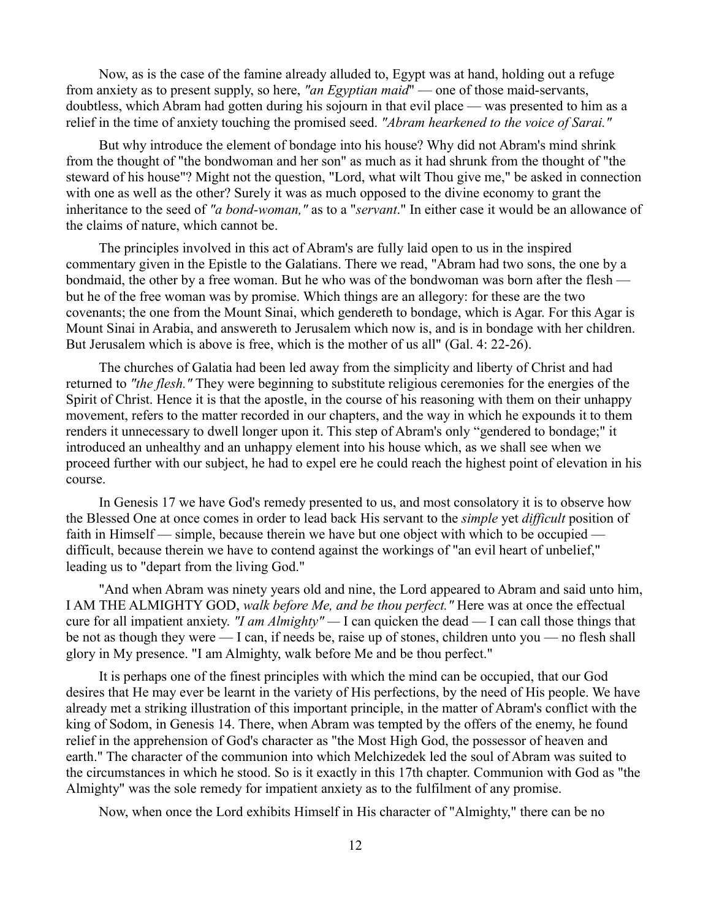Now, as is the case of the famine already alluded to, Egypt was at hand, holding out a refuge from anxiety as to present supply, so here, *"an Egyptian maid*" — one of those maid-servants, doubtless, which Abram had gotten during his sojourn in that evil place — was presented to him as a relief in the time of anxiety touching the promised seed. *"Abram hearkened to the voice of Sarai."*

But why introduce the element of bondage into his house? Why did not Abram's mind shrink from the thought of "the bondwoman and her son" as much as it had shrunk from the thought of "the steward of his house"? Might not the question, "Lord, what wilt Thou give me," be asked in connection with one as well as the other? Surely it was as much opposed to the divine economy to grant the inheritance to the seed of *"a bond-woman,"* as to a "*servant*." In either case it would be an allowance of the claims of nature, which cannot be.

The principles involved in this act of Abram's are fully laid open to us in the inspired commentary given in the Epistle to the Galatians. There we read, "Abram had two sons, the one by a bondmaid, the other by a free woman. But he who was of the bondwoman was born after the flesh — but he of the free woman was by promise. Which things are an allegory: for these are the two covenants; the one from the Mount Sinai, which gendereth to bondage, which is Agar. For this Agar is Mount Sinai in Arabia, and answereth to Jerusalem which now is, and is in bondage with her children. But Jerusalem which is above is free, which is the mother of us all" (Gal. 4: 22-26).

The churches of Galatia had been led away from the simplicity and liberty of Christ and had returned to *"the flesh."* They were beginning to substitute religious ceremonies for the energies of the Spirit of Christ. Hence it is that the apostle, in the course of his reasoning with them on their unhappy movement, refers to the matter recorded in our chapters, and the way in which he expounds it to them renders it unnecessary to dwell longer upon it. This step of Abram's only "gendered to bondage;" it introduced an unhealthy and an unhappy element into his house which, as we shall see when we proceed further with our subject, he had to expel ere he could reach the highest point of elevation in his course.

In Genesis 17 we have God's remedy presented to us, and most consolatory it is to observe how the Blessed One at once comes in order to lead back His servant to the *simple* yet *difficult* position of faith in Himself — simple, because therein we have but one object with which to be occupied — difficult, because therein we have to contend against the workings of "an evil heart of unbelief," leading us to "depart from the living God."

"And when Abram was ninety years old and nine, the Lord appeared to Abram and said unto him, I AM THE ALMIGHTY GOD, *walk before Me, and be thou perfect."* Here was at once the effectual cure for all impatient anxiety. *"I am Almighty"* — I can quicken the dead — I can call those things that be not as though they were — I can, if needs be, raise up of stones, children unto you — no flesh shall glory in My presence. "I am Almighty, walk before Me and be thou perfect."

It is perhaps one of the finest principles with which the mind can be occupied, that our God desires that He may ever be learnt in the variety of His perfections, by the need of His people. We have already met a striking illustration of this important principle, in the matter of Abram's conflict with the king of Sodom, in Genesis 14. There, when Abram was tempted by the offers of the enemy, he found relief in the apprehension of God's character as "the Most High God, the possessor of heaven and earth." The character of the communion into which Melchizedek led the soul of Abram was suited to the circumstances in which he stood. So is it exactly in this 17th chapter. Communion with God as "the Almighty" was the sole remedy for impatient anxiety as to the fulfilment of any promise.

Now, when once the Lord exhibits Himself in His character of "Almighty," there can be no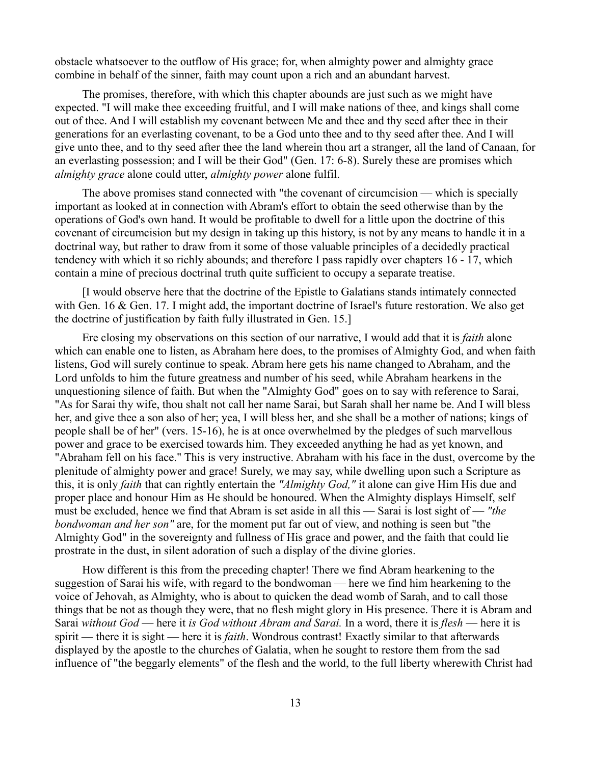obstacle whatsoever to the outflow of His grace; for, when almighty power and almighty grace combine in behalf of the sinner, faith may count upon a rich and an abundant harvest.

The promises, therefore, with which this chapter abounds are just such as we might have expected. "I will make thee exceeding fruitful, and I will make nations of thee, and kings shall come out of thee. And I will establish my covenant between Me and thee and thy seed after thee in their generations for an everlasting covenant, to be a God unto thee and to thy seed after thee. And I will give unto thee, and to thy seed after thee the land wherein thou art a stranger, all the land of Canaan, for an everlasting possession; and I will be their God" (Gen. 17: 6-8). Surely these are promises which *almighty grace* alone could utter, *almighty power* alone fulfil.

The above promises stand connected with "the covenant of circumcision — which is specially important as looked at in connection with Abram's effort to obtain the seed otherwise than by the operations of God's own hand. It would be profitable to dwell for a little upon the doctrine of this covenant of circumcision but my design in taking up this history, is not by any means to handle it in a doctrinal way, but rather to draw from it some of those valuable principles of a decidedly practical tendency with which it so richly abounds; and therefore I pass rapidly over chapters 16 - 17, which contain a mine of precious doctrinal truth quite sufficient to occupy a separate treatise.

[I would observe here that the doctrine of the Epistle to Galatians stands intimately connected with Gen. 16 & Gen. 17. I might add, the important doctrine of Israel's future restoration. We also get the doctrine of justification by faith fully illustrated in Gen. 15.]

Ere closing my observations on this section of our narrative, I would add that it is *faith* alone which can enable one to listen, as Abraham here does, to the promises of Almighty God, and when faith listens, God will surely continue to speak. Abram here gets his name changed to Abraham, and the Lord unfolds to him the future greatness and number of his seed, while Abraham hearkens in the unquestioning silence of faith. But when the "Almighty God" goes on to say with reference to Sarai, "As for Sarai thy wife, thou shalt not call her name Sarai, but Sarah shall her name be. And I will bless her, and give thee a son also of her; yea, I will bless her, and she shall be a mother of nations; kings of people shall be of her" (vers. 15-16), he is at once overwhelmed by the pledges of such marvellous power and grace to be exercised towards him. They exceeded anything he had as yet known, and "Abraham fell on his face." This is very instructive. Abraham with his face in the dust, overcome by the plenitude of almighty power and grace! Surely, we may say, while dwelling upon such a Scripture as this, it is only *faith* that can rightly entertain the *"Almighty God,"* it alone can give Him His due and proper place and honour Him as He should be honoured. When the Almighty displays Himself, self must be excluded, hence we find that Abram is set aside in all this — Sarai is lost sight of — *"the bondwoman and her son"* are, for the moment put far out of view, and nothing is seen but "the Almighty God" in the sovereignty and fullness of His grace and power, and the faith that could lie prostrate in the dust, in silent adoration of such a display of the divine glories.

How different is this from the preceding chapter! There we find Abram hearkening to the suggestion of Sarai his wife, with regard to the bondwoman — here we find him hearkening to the voice of Jehovah, as Almighty, who is about to quicken the dead womb of Sarah, and to call those things that be not as though they were, that no flesh might glory in His presence. There it is Abram and Sarai *without God* — here it *is God without Abram and Sarai.* In a word, there it is *flesh* — here it is spirit — there it is sight — here it is *faith*. Wondrous contrast! Exactly similar to that afterwards displayed by the apostle to the churches of Galatia, when he sought to restore them from the sad influence of "the beggarly elements" of the flesh and the world, to the full liberty wherewith Christ had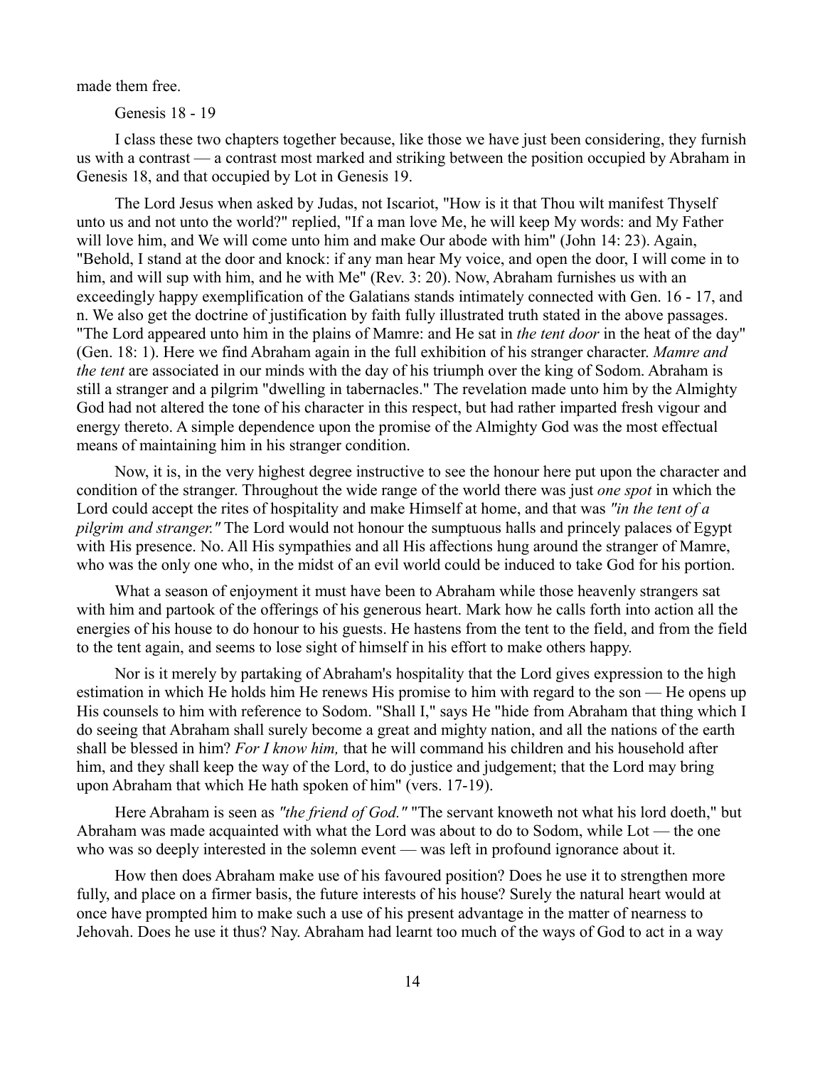made them free.

Genesis 18 - 19

I class these two chapters together because, like those we have just been considering, they furnish us with a contrast — a contrast most marked and striking between the position occupied by Abraham in Genesis 18, and that occupied by Lot in Genesis 19.

The Lord Jesus when asked by Judas, not Iscariot, "How is it that Thou wilt manifest Thyself unto us and not unto the world?" replied, "If a man love Me, he will keep My words: and My Father will love him, and We will come unto him and make Our abode with him" (John 14: 23). Again, "Behold, I stand at the door and knock: if any man hear My voice, and open the door, I will come in to him, and will sup with him, and he with Me" (Rev. 3: 20). Now, Abraham furnishes us with an exceedingly happy exemplification of the Galatians stands intimately connected with Gen. 16 - 17, and n. We also get the doctrine of justification by faith fully illustrated truth stated in the above passages. "The Lord appeared unto him in the plains of Mamre: and He sat in *the tent door* in the heat of the day" (Gen. 18: 1). Here we find Abraham again in the full exhibition of his stranger character. *Mamre and the tent* are associated in our minds with the day of his triumph over the king of Sodom. Abraham is still a stranger and a pilgrim "dwelling in tabernacles." The revelation made unto him by the Almighty God had not altered the tone of his character in this respect, but had rather imparted fresh vigour and energy thereto. A simple dependence upon the promise of the Almighty God was the most effectual means of maintaining him in his stranger condition.

Now, it is, in the very highest degree instructive to see the honour here put upon the character and condition of the stranger. Throughout the wide range of the world there was just *one spot* in which the Lord could accept the rites of hospitality and make Himself at home, and that was *"in the tent of a pilgrim and stranger."* The Lord would not honour the sumptuous halls and princely palaces of Egypt with His presence. No. All His sympathies and all His affections hung around the stranger of Mamre, who was the only one who, in the midst of an evil world could be induced to take God for his portion.

What a season of enjoyment it must have been to Abraham while those heavenly strangers sat with him and partook of the offerings of his generous heart. Mark how he calls forth into action all the energies of his house to do honour to his guests. He hastens from the tent to the field, and from the field to the tent again, and seems to lose sight of himself in his effort to make others happy.

Nor is it merely by partaking of Abraham's hospitality that the Lord gives expression to the high estimation in which He holds him He renews His promise to him with regard to the son — He opens up His counsels to him with reference to Sodom. "Shall I," says He "hide from Abraham that thing which I do seeing that Abraham shall surely become a great and mighty nation, and all the nations of the earth shall be blessed in him? *For I know him,* that he will command his children and his household after him, and they shall keep the way of the Lord, to do justice and judgement; that the Lord may bring upon Abraham that which He hath spoken of him" (vers. 17-19).

Here Abraham is seen as *"the friend of God."* "The servant knoweth not what his lord doeth," but Abraham was made acquainted with what the Lord was about to do to Sodom, while Lot — the one who was so deeply interested in the solemn event — was left in profound ignorance about it.

How then does Abraham make use of his favoured position? Does he use it to strengthen more fully, and place on a firmer basis, the future interests of his house? Surely the natural heart would at once have prompted him to make such a use of his present advantage in the matter of nearness to Jehovah. Does he use it thus? Nay. Abraham had learnt too much of the ways of God to act in a way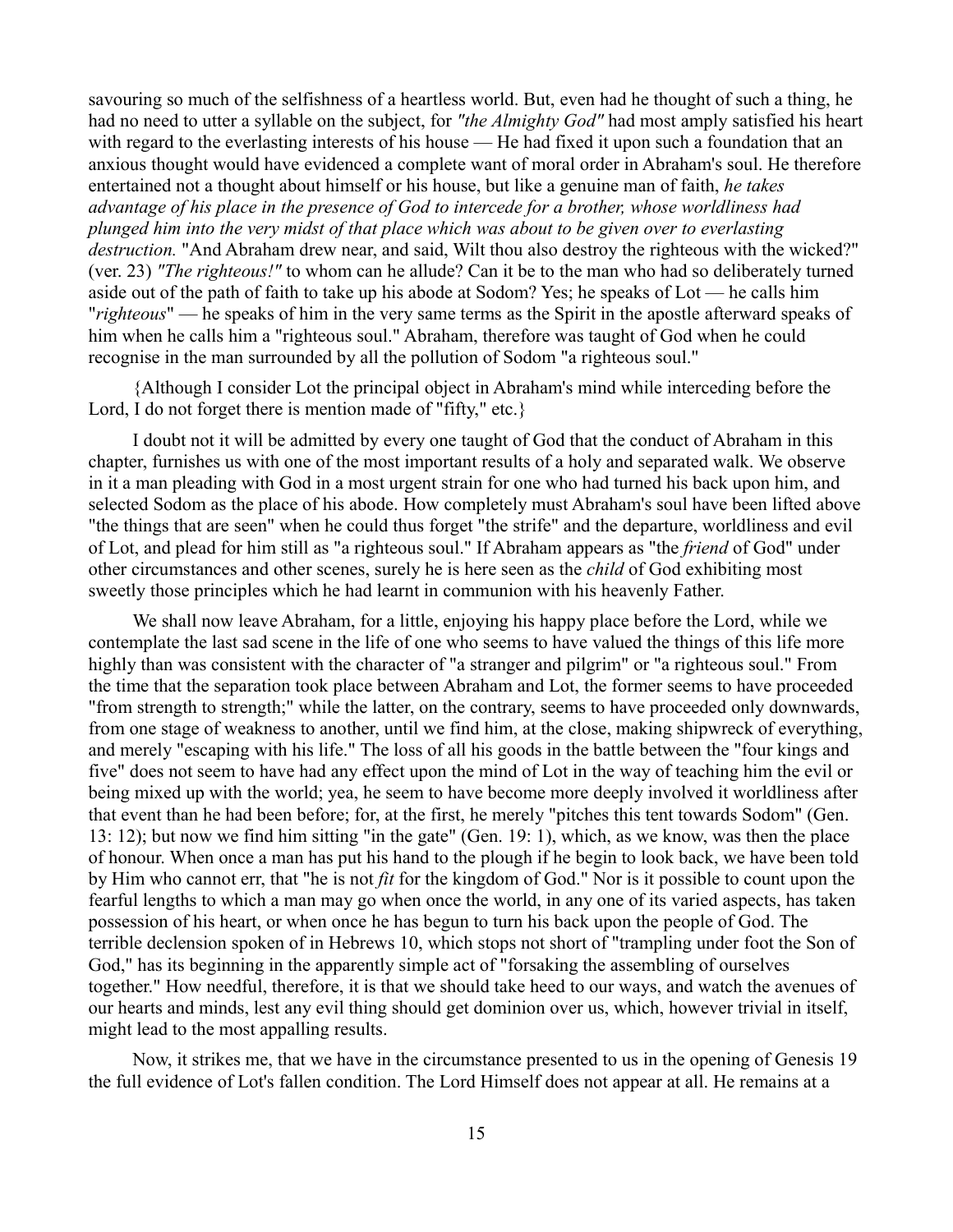savouring so much of the selfishness of a heartless world. But, even had he thought of such a thing, he had no need to utter a syllable on the subject, for *"the Almighty God"* had most amply satisfied his heart with regard to the everlasting interests of his house — He had fixed it upon such a foundation that an anxious thought would have evidenced a complete want of moral order in Abraham's soul. He therefore entertained not a thought about himself or his house, but like a genuine man of faith, *he takes advantage of his place in the presence of God to intercede for a brother, whose worldliness had plunged him into the very midst of that place which was about to be given over to everlasting destruction.* "And Abraham drew near, and said, Wilt thou also destroy the righteous with the wicked?" (ver. 23) *"The righteous!"* to whom can he allude? Can it be to the man who had so deliberately turned aside out of the path of faith to take up his abode at Sodom? Yes; he speaks of Lot — he calls him "*righteous*" — he speaks of him in the very same terms as the Spirit in the apostle afterward speaks of him when he calls him a "righteous soul." Abraham, therefore was taught of God when he could recognise in the man surrounded by all the pollution of Sodom "a righteous soul."

{Although I consider Lot the principal object in Abraham's mind while interceding before the Lord, I do not forget there is mention made of "fifty," etc.}

I doubt not it will be admitted by every one taught of God that the conduct of Abraham in this chapter, furnishes us with one of the most important results of a holy and separated walk. We observe in it a man pleading with God in a most urgent strain for one who had turned his back upon him, and selected Sodom as the place of his abode. How completely must Abraham's soul have been lifted above "the things that are seen" when he could thus forget "the strife" and the departure, worldliness and evil of Lot, and plead for him still as "a righteous soul." If Abraham appears as "the *friend* of God" under other circumstances and other scenes, surely he is here seen as the *child* of God exhibiting most sweetly those principles which he had learnt in communion with his heavenly Father.

We shall now leave Abraham, for a little, enjoying his happy place before the Lord, while we contemplate the last sad scene in the life of one who seems to have valued the things of this life more highly than was consistent with the character of "a stranger and pilgrim" or "a righteous soul." From the time that the separation took place between Abraham and Lot, the former seems to have proceeded "from strength to strength;" while the latter, on the contrary, seems to have proceeded only downwards, from one stage of weakness to another, until we find him, at the close, making shipwreck of everything, and merely "escaping with his life." The loss of all his goods in the battle between the "four kings and five" does not seem to have had any effect upon the mind of Lot in the way of teaching him the evil or being mixed up with the world; yea, he seem to have become more deeply involved it worldliness after that event than he had been before; for, at the first, he merely "pitches this tent towards Sodom" (Gen. 13: 12); but now we find him sitting "in the gate" (Gen. 19: 1), which, as we know, was then the place of honour. When once a man has put his hand to the plough if he begin to look back, we have been told by Him who cannot err, that "he is not *fit* for the kingdom of God." Nor is it possible to count upon the fearful lengths to which a man may go when once the world, in any one of its varied aspects, has taken possession of his heart, or when once he has begun to turn his back upon the people of God. The terrible declension spoken of in Hebrews 10, which stops not short of "trampling under foot the Son of God," has its beginning in the apparently simple act of "forsaking the assembling of ourselves together." How needful, therefore, it is that we should take heed to our ways, and watch the avenues of our hearts and minds, lest any evil thing should get dominion over us, which, however trivial in itself, might lead to the most appalling results.

Now, it strikes me, that we have in the circumstance presented to us in the opening of Genesis 19 the full evidence of Lot's fallen condition. The Lord Himself does not appear at all. He remains at a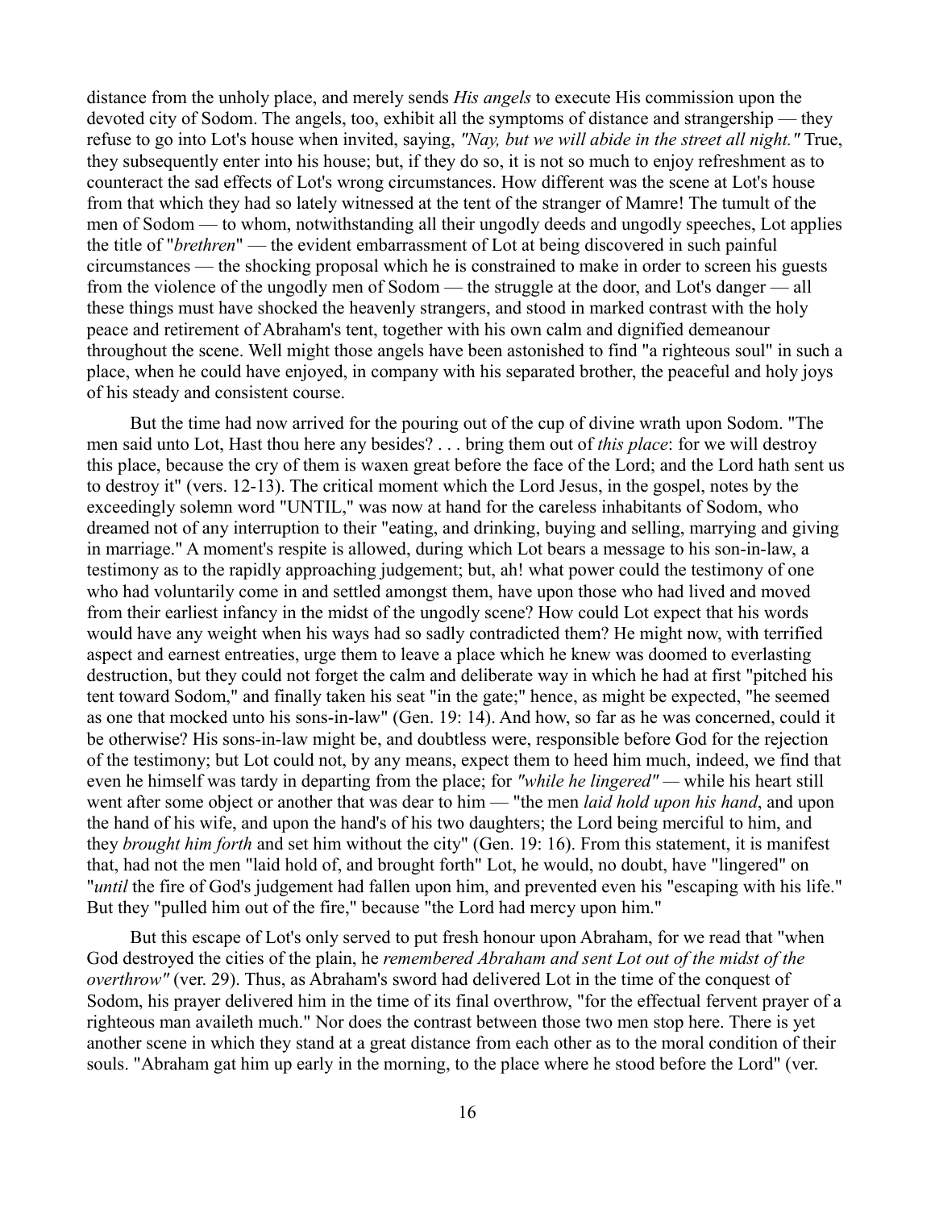distance from the unholy place, and merely sends *His angels* to execute His commission upon the devoted city of Sodom. The angels, too, exhibit all the symptoms of distance and strangership — they refuse to go into Lot's house when invited, saying, *"Nay, but we will abide in the street all night."* True, they subsequently enter into his house; but, if they do so, it is not so much to enjoy refreshment as to counteract the sad effects of Lot's wrong circumstances. How different was the scene at Lot's house from that which they had so lately witnessed at the tent of the stranger of Mamre! The tumult of the men of Sodom — to whom, notwithstanding all their ungodly deeds and ungodly speeches, Lot applies the title of "*brethren*" — the evident embarrassment of Lot at being discovered in such painful circumstances — the shocking proposal which he is constrained to make in order to screen his guests from the violence of the ungodly men of Sodom — the struggle at the door, and Lot's danger — all these things must have shocked the heavenly strangers, and stood in marked contrast with the holy peace and retirement of Abraham's tent, together with his own calm and dignified demeanour throughout the scene. Well might those angels have been astonished to find "a righteous soul" in such a place, when he could have enjoyed, in company with his separated brother, the peaceful and holy joys of his steady and consistent course.

But the time had now arrived for the pouring out of the cup of divine wrath upon Sodom. "The men said unto Lot, Hast thou here any besides? . . . bring them out of *this place*: for we will destroy this place, because the cry of them is waxen great before the face of the Lord; and the Lord hath sent us to destroy it" (vers. 12-13). The critical moment which the Lord Jesus, in the gospel, notes by the exceedingly solemn word "UNTIL," was now at hand for the careless inhabitants of Sodom, who dreamed not of any interruption to their "eating, and drinking, buying and selling, marrying and giving in marriage." A moment's respite is allowed, during which Lot bears a message to his son-in-law, a testimony as to the rapidly approaching judgement; but, ah! what power could the testimony of one who had voluntarily come in and settled amongst them, have upon those who had lived and moved from their earliest infancy in the midst of the ungodly scene? How could Lot expect that his words would have any weight when his ways had so sadly contradicted them? He might now, with terrified aspect and earnest entreaties, urge them to leave a place which he knew was doomed to everlasting destruction, but they could not forget the calm and deliberate way in which he had at first "pitched his tent toward Sodom," and finally taken his seat "in the gate;" hence, as might be expected, "he seemed as one that mocked unto his sons-in-law" (Gen. 19: 14). And how, so far as he was concerned, could it be otherwise? His sons-in-law might be, and doubtless were, responsible before God for the rejection of the testimony; but Lot could not, by any means, expect them to heed him much, indeed, we find that even he himself was tardy in departing from the place; for *"while he lingered"* — while his heart still went after some object or another that was dear to him — "the men *laid hold upon his hand*, and upon the hand of his wife, and upon the hand's of his two daughters; the Lord being merciful to him, and they *brought him forth* and set him without the city" (Gen. 19: 16). From this statement, it is manifest that, had not the men "laid hold of, and brought forth" Lot, he would, no doubt, have "lingered" on "*until* the fire of God's judgement had fallen upon him, and prevented even his "escaping with his life." But they "pulled him out of the fire," because "the Lord had mercy upon him."

But this escape of Lot's only served to put fresh honour upon Abraham, for we read that "when God destroyed the cities of the plain, he *remembered Abraham and sent Lot out of the midst of the overthrow"* (ver. 29). Thus, as Abraham's sword had delivered Lot in the time of the conquest of Sodom, his prayer delivered him in the time of its final overthrow, "for the effectual fervent prayer of a righteous man availeth much." Nor does the contrast between those two men stop here. There is yet another scene in which they stand at a great distance from each other as to the moral condition of their souls. "Abraham gat him up early in the morning, to the place where he stood before the Lord" (ver.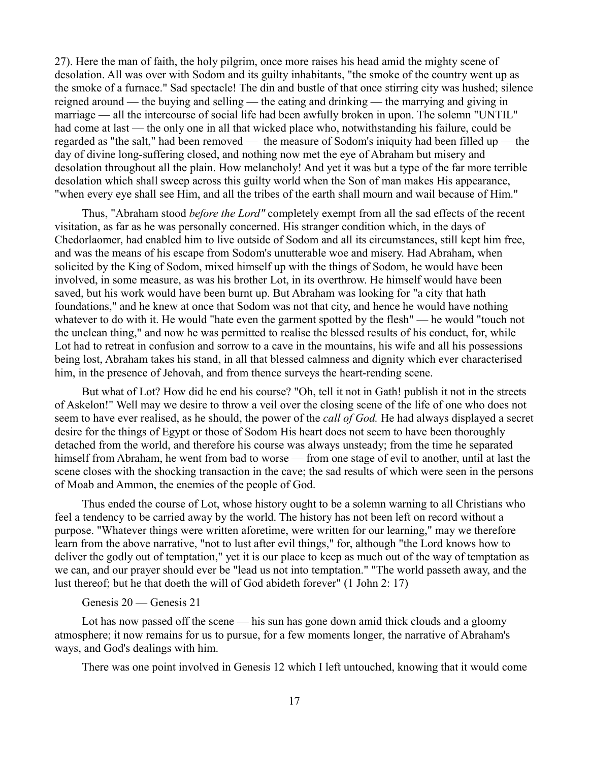27). Here the man of faith, the holy pilgrim, once more raises his head amid the mighty scene of desolation. All was over with Sodom and its guilty inhabitants, "the smoke of the country went up as the smoke of a furnace." Sad spectacle! The din and bustle of that once stirring city was hushed; silence reigned around — the buying and selling — the eating and drinking — the marrying and giving in marriage — all the intercourse of social life had been awfully broken in upon. The solemn "UNTIL" had come at last — the only one in all that wicked place who, notwithstanding his failure, could be regarded as "the salt," had been removed — the measure of Sodom's iniquity had been filled up — the day of divine long-suffering closed, and nothing now met the eye of Abraham but misery and desolation throughout all the plain. How melancholy! And yet it was but a type of the far more terrible desolation which shall sweep across this guilty world when the Son of man makes His appearance, "when every eye shall see Him, and all the tribes of the earth shall mourn and wail because of Him."

Thus, "Abraham stood *before the Lord"* completely exempt from all the sad effects of the recent visitation, as far as he was personally concerned. His stranger condition which, in the days of Chedorlaomer, had enabled him to live outside of Sodom and all its circumstances, still kept him free, and was the means of his escape from Sodom's unutterable woe and misery. Had Abraham, when solicited by the King of Sodom, mixed himself up with the things of Sodom, he would have been involved, in some measure, as was his brother Lot, in its overthrow. He himself would have been saved, but his work would have been burnt up. But Abraham was looking for "a city that hath foundations," and he knew at once that Sodom was not that city, and hence he would have nothing whatever to do with it. He would "hate even the garment spotted by the flesh" — he would "touch not the unclean thing," and now he was permitted to realise the blessed results of his conduct, for, while Lot had to retreat in confusion and sorrow to a cave in the mountains, his wife and all his possessions being lost, Abraham takes his stand, in all that blessed calmness and dignity which ever characterised him, in the presence of Jehovah, and from thence surveys the heart-rending scene.

But what of Lot? How did he end his course? "Oh, tell it not in Gath! publish it not in the streets of Askelon!" Well may we desire to throw a veil over the closing scene of the life of one who does not seem to have ever realised, as he should, the power of the *call of God.* He had always displayed a secret desire for the things of Egypt or those of Sodom His heart does not seem to have been thoroughly detached from the world, and therefore his course was always unsteady; from the time he separated himself from Abraham, he went from bad to worse — from one stage of evil to another, until at last the scene closes with the shocking transaction in the cave; the sad results of which were seen in the persons of Moab and Ammon, the enemies of the people of God.

Thus ended the course of Lot, whose history ought to be a solemn warning to all Christians who feel a tendency to be carried away by the world. The history has not been left on record without a purpose. "Whatever things were written aforetime, were written for our learning," may we therefore learn from the above narrative, "not to lust after evil things," for, although "the Lord knows how to deliver the godly out of temptation," yet it is our place to keep as much out of the way of temptation as we can, and our prayer should ever be "lead us not into temptation." "The world passeth away, and the lust thereof; but he that doeth the will of God abideth forever" (1 John 2: 17)

Genesis 20 — Genesis 21

Lot has now passed off the scene — his sun has gone down amid thick clouds and a gloomy atmosphere; it now remains for us to pursue, for a few moments longer, the narrative of Abraham's ways, and God's dealings with him.

There was one point involved in Genesis 12 which I left untouched, knowing that it would come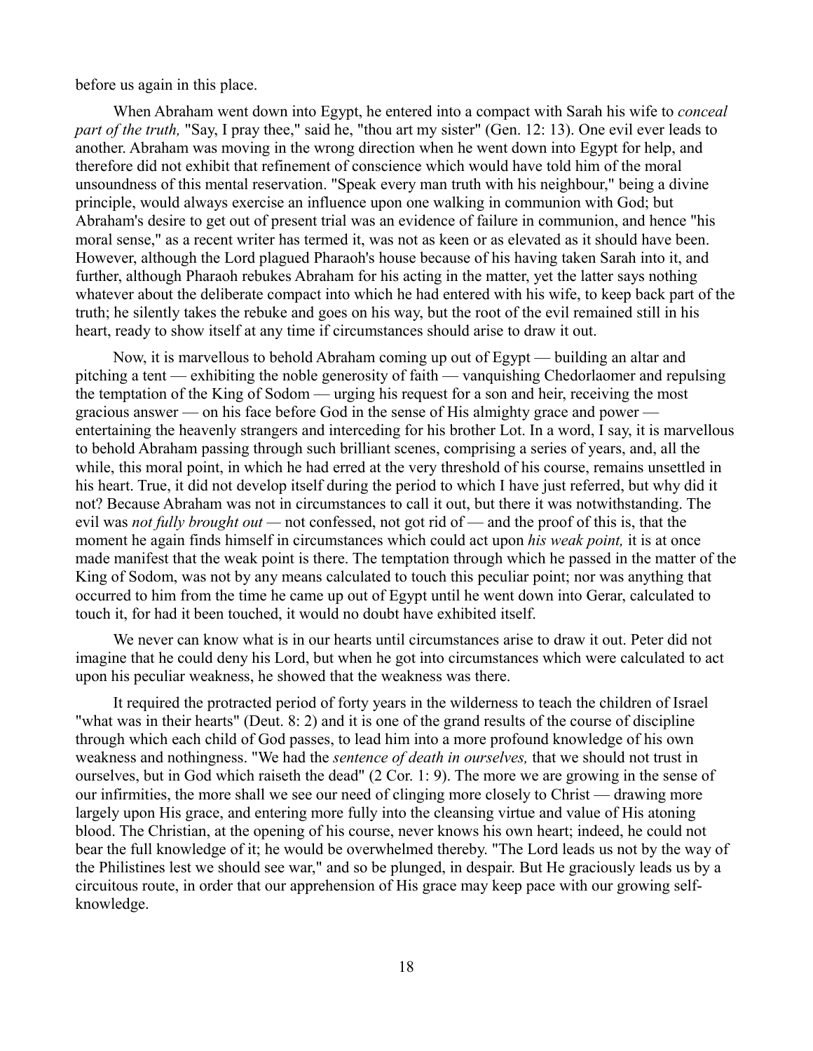before us again in this place.

When Abraham went down into Egypt, he entered into a compact with Sarah his wife to *conceal part of the truth,* "Say, I pray thee," said he, "thou art my sister" (Gen. 12: 13). One evil ever leads to another. Abraham was moving in the wrong direction when he went down into Egypt for help, and therefore did not exhibit that refinement of conscience which would have told him of the moral unsoundness of this mental reservation. "Speak every man truth with his neighbour," being a divine principle, would always exercise an influence upon one walking in communion with God; but Abraham's desire to get out of present trial was an evidence of failure in communion, and hence "his moral sense," as a recent writer has termed it, was not as keen or as elevated as it should have been. However, although the Lord plagued Pharaoh's house because of his having taken Sarah into it, and further, although Pharaoh rebukes Abraham for his acting in the matter, yet the latter says nothing whatever about the deliberate compact into which he had entered with his wife, to keep back part of the truth; he silently takes the rebuke and goes on his way, but the root of the evil remained still in his heart, ready to show itself at any time if circumstances should arise to draw it out.

Now, it is marvellous to behold Abraham coming up out of Egypt — building an altar and pitching a tent — exhibiting the noble generosity of faith — vanquishing Chedorlaomer and repulsing the temptation of the King of Sodom — urging his request for a son and heir, receiving the most gracious answer — on his face before God in the sense of His almighty grace and power — entertaining the heavenly strangers and interceding for his brother Lot. In a word, I say, it is marvellous to behold Abraham passing through such brilliant scenes, comprising a series of years, and, all the while, this moral point, in which he had erred at the very threshold of his course, remains unsettled in his heart. True, it did not develop itself during the period to which I have just referred, but why did it not? Because Abraham was not in circumstances to call it out, but there it was notwithstanding. The evil was *not fully brought out* — not confessed, not got rid of — and the proof of this is, that the moment he again finds himself in circumstances which could act upon *his weak point,* it is at once made manifest that the weak point is there. The temptation through which he passed in the matter of the King of Sodom, was not by any means calculated to touch this peculiar point; nor was anything that occurred to him from the time he came up out of Egypt until he went down into Gerar, calculated to touch it, for had it been touched, it would no doubt have exhibited itself.

We never can know what is in our hearts until circumstances arise to draw it out. Peter did not imagine that he could deny his Lord, but when he got into circumstances which were calculated to act upon his peculiar weakness, he showed that the weakness was there.

It required the protracted period of forty years in the wilderness to teach the children of Israel "what was in their hearts" (Deut. 8: 2) and it is one of the grand results of the course of discipline through which each child of God passes, to lead him into a more profound knowledge of his own weakness and nothingness. "We had the *sentence of death in ourselves,* that we should not trust in ourselves, but in God which raiseth the dead" (2 Cor. 1: 9). The more we are growing in the sense of our infirmities, the more shall we see our need of clinging more closely to Christ — drawing more largely upon His grace, and entering more fully into the cleansing virtue and value of His atoning blood. The Christian, at the opening of his course, never knows his own heart; indeed, he could not bear the full knowledge of it; he would be overwhelmed thereby. "The Lord leads us not by the way of the Philistines lest we should see war," and so be plunged, in despair. But He graciously leads us by a circuitous route, in order that our apprehension of His grace may keep pace with our growing self-knowledge.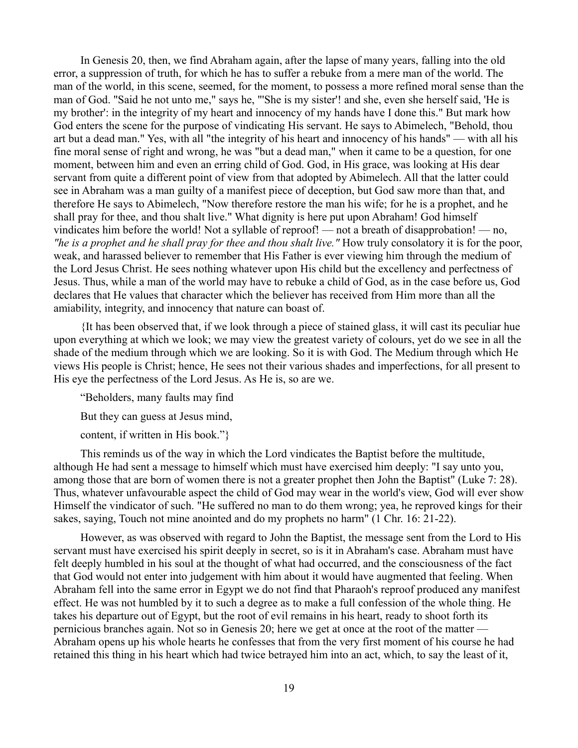In Genesis 20, then, we find Abraham again, after the lapse of many years, falling into the old error, a suppression of truth, for which he has to suffer a rebuke from a mere man of the world. The man of the world, in this scene, seemed, for the moment, to possess a more refined moral sense than the man of God. "Said he not unto me," says he, "'She is my sister'! and she, even she herself said, 'He is my brother': in the integrity of my heart and innocency of my hands have I done this." But mark how God enters the scene for the purpose of vindicating His servant. He says to Abimelech, "Behold, thou art but a dead man." Yes, with all "the integrity of his heart and innocency of his hands" — with all his fine moral sense of right and wrong, he was "but a dead man," when it came to be a question, for one moment, between him and even an erring child of God. God, in His grace, was looking at His dear servant from quite a different point of view from that adopted by Abimelech. All that the latter could see in Abraham was a man guilty of a manifest piece of deception, but God saw more than that, and therefore He says to Abimelech, "Now therefore restore the man his wife; for he is a prophet, and he shall pray for thee, and thou shalt live." What dignity is here put upon Abraham! God himself vindicates him before the world! Not a syllable of reproof! — not a breath of disapprobation! — no, *"he is a prophet and he shall pray for thee and thou shalt live."* How truly consolatory it is for the poor, weak, and harassed believer to remember that His Father is ever viewing him through the medium of the Lord Jesus Christ. He sees nothing whatever upon His child but the excellency and perfectness of Jesus. Thus, while a man of the world may have to rebuke a child of God, as in the case before us, God declares that He values that character which the believer has received from Him more than all the amiability, integrity, and innocency that nature can boast of.

{It has been observed that, if we look through a piece of stained glass, it will cast its peculiar hue upon everything at which we look; we may view the greatest variety of colours, yet do we see in all the shade of the medium through which we are looking. So it is with God. The Medium through which He views His people is Christ; hence, He sees not their various shades and imperfections, for all present to His eye the perfectness of the Lord Jesus. As He is, so are we.

"Beholders, many faults may find

But they can guess at Jesus mind,

content, if written in His book."}

This reminds us of the way in which the Lord vindicates the Baptist before the multitude, although He had sent a message to himself which must have exercised him deeply: "I say unto you, among those that are born of women there is not a greater prophet then John the Baptist" (Luke 7: 28). Thus, whatever unfavourable aspect the child of God may wear in the world's view, God will ever show Himself the vindicator of such. "He suffered no man to do them wrong; yea, he reproved kings for their sakes, saying, Touch not mine anointed and do my prophets no harm" (1 Chr. 16: 21-22).

However, as was observed with regard to John the Baptist, the message sent from the Lord to His servant must have exercised his spirit deeply in secret, so is it in Abraham's case. Abraham must have felt deeply humbled in his soul at the thought of what had occurred, and the consciousness of the fact that God would not enter into judgement with him about it would have augmented that feeling. When Abraham fell into the same error in Egypt we do not find that Pharaoh's reproof produced any manifest effect. He was not humbled by it to such a degree as to make a full confession of the whole thing. He takes his departure out of Egypt, but the root of evil remains in his heart, ready to shoot forth its pernicious branches again. Not so in Genesis 20; here we get at once at the root of the matter — Abraham opens up his whole hearts he confesses that from the very first moment of his course he had retained this thing in his heart which had twice betrayed him into an act, which, to say the least of it,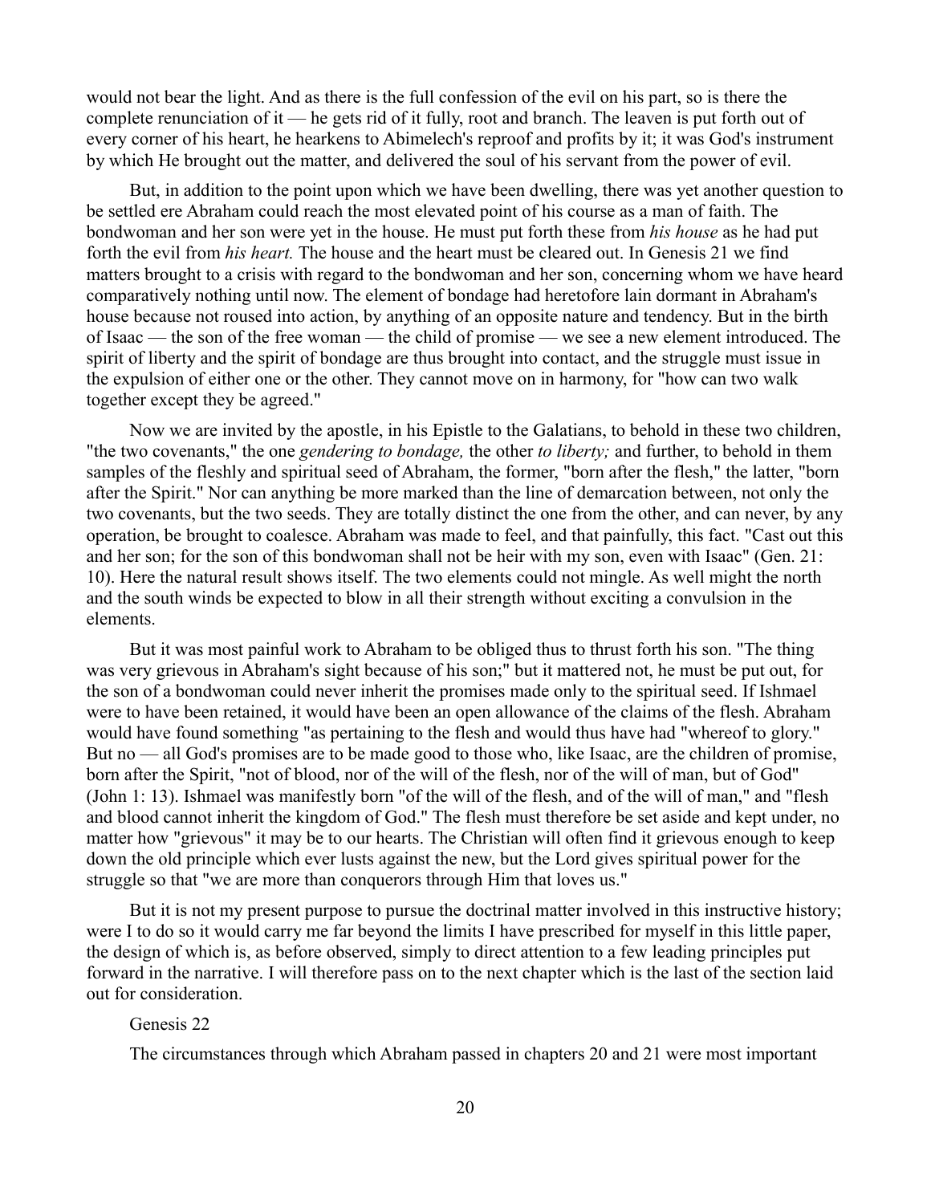would not bear the light. And as there is the full confession of the evil on his part, so is there the complete renunciation of it — he gets rid of it fully, root and branch. The leaven is put forth out of every corner of his heart, he hearkens to Abimelech's reproof and profits by it; it was God's instrument by which He brought out the matter, and delivered the soul of his servant from the power of evil.

But, in addition to the point upon which we have been dwelling, there was yet another question to be settled ere Abraham could reach the most elevated point of his course as a man of faith. The bondwoman and her son were yet in the house. He must put forth these from *his house* as he had put forth the evil from *his heart.* The house and the heart must be cleared out. In Genesis 21 we find matters brought to a crisis with regard to the bondwoman and her son, concerning whom we have heard comparatively nothing until now. The element of bondage had heretofore lain dormant in Abraham's house because not roused into action, by anything of an opposite nature and tendency. But in the birth of Isaac — the son of the free woman — the child of promise — we see a new element introduced. The spirit of liberty and the spirit of bondage are thus brought into contact, and the struggle must issue in the expulsion of either one or the other. They cannot move on in harmony, for "how can two walk together except they be agreed."

Now we are invited by the apostle, in his Epistle to the Galatians, to behold in these two children, "the two covenants," the one *gendering to bondage,* the other *to liberty;* and further, to behold in them samples of the fleshly and spiritual seed of Abraham, the former, "born after the flesh," the latter, "born after the Spirit." Nor can anything be more marked than the line of demarcation between, not only the two covenants, but the two seeds. They are totally distinct the one from the other, and can never, by any operation, be brought to coalesce. Abraham was made to feel, and that painfully, this fact. "Cast out this and her son; for the son of this bondwoman shall not be heir with my son, even with Isaac" (Gen. 21: 10). Here the natural result shows itself. The two elements could not mingle. As well might the north and the south winds be expected to blow in all their strength without exciting a convulsion in the elements.

But it was most painful work to Abraham to be obliged thus to thrust forth his son. "The thing was very grievous in Abraham's sight because of his son;" but it mattered not, he must be put out, for the son of a bondwoman could never inherit the promises made only to the spiritual seed. If Ishmael were to have been retained, it would have been an open allowance of the claims of the flesh. Abraham would have found something "as pertaining to the flesh and would thus have had "whereof to glory." But no — all God's promises are to be made good to those who, like Isaac, are the children of promise, born after the Spirit, "not of blood, nor of the will of the flesh, nor of the will of man, but of God" (John 1: 13). Ishmael was manifestly born "of the will of the flesh, and of the will of man," and "flesh and blood cannot inherit the kingdom of God." The flesh must therefore be set aside and kept under, no matter how "grievous" it may be to our hearts. The Christian will often find it grievous enough to keep down the old principle which ever lusts against the new, but the Lord gives spiritual power for the struggle so that "we are more than conquerors through Him that loves us."

But it is not my present purpose to pursue the doctrinal matter involved in this instructive history; were I to do so it would carry me far beyond the limits I have prescribed for myself in this little paper, the design of which is, as before observed, simply to direct attention to a few leading principles put forward in the narrative. I will therefore pass on to the next chapter which is the last of the section laid out for consideration.

## Genesis 22

The circumstances through which Abraham passed in chapters 20 and 21 were most important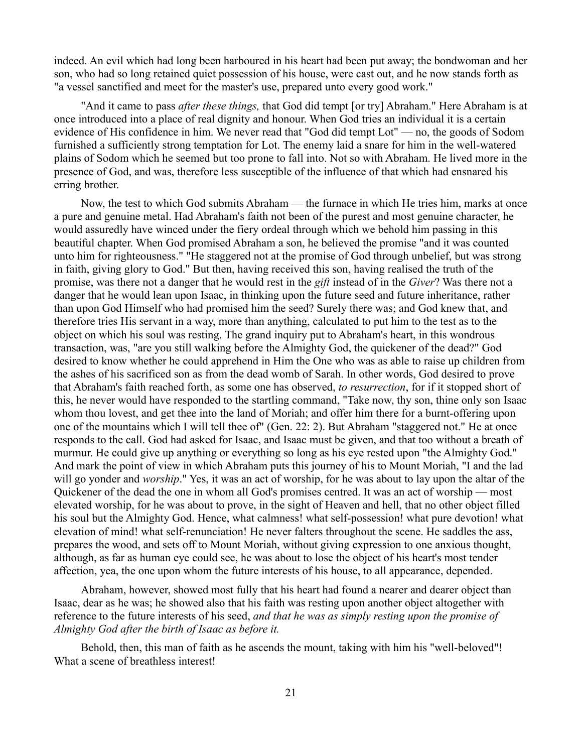indeed. An evil which had long been harboured in his heart had been put away; the bondwoman and her son, who had so long retained quiet possession of his house, were cast out, and he now stands forth as "a vessel sanctified and meet for the master's use, prepared unto every good work."

"And it came to pass *after these things,* that God did tempt [or try] Abraham." Here Abraham is at once introduced into a place of real dignity and honour. When God tries an individual it is a certain evidence of His confidence in him. We never read that "God did tempt Lot" — no, the goods of Sodom furnished a sufficiently strong temptation for Lot. The enemy laid a snare for him in the well-watered plains of Sodom which he seemed but too prone to fall into. Not so with Abraham. He lived more in the presence of God, and was, therefore less susceptible of the influence of that which had ensnared his erring brother.

Now, the test to which God submits Abraham — the furnace in which He tries him, marks at once a pure and genuine metal. Had Abraham's faith not been of the purest and most genuine character, he would assuredly have winced under the fiery ordeal through which we behold him passing in this beautiful chapter. When God promised Abraham a son, he believed the promise "and it was counted unto him for righteousness." "He staggered not at the promise of God through unbelief, but was strong in faith, giving glory to God." But then, having received this son, having realised the truth of the promise, was there not a danger that he would rest in the *gift* instead of in the *Giver*? Was there not a danger that he would lean upon Isaac, in thinking upon the future seed and future inheritance, rather than upon God Himself who had promised him the seed? Surely there was; and God knew that, and therefore tries His servant in a way, more than anything, calculated to put him to the test as to the object on which his soul was resting. The grand inquiry put to Abraham's heart, in this wondrous transaction, was, "are you still walking before the Almighty God, the quickener of the dead?" God desired to know whether he could apprehend in Him the One who was as able to raise up children from the ashes of his sacrificed son as from the dead womb of Sarah. In other words, God desired to prove that Abraham's faith reached forth, as some one has observed, *to resurrection*, for if it stopped short of this, he never would have responded to the startling command, "Take now, thy son, thine only son Isaac whom thou lovest, and get thee into the land of Moriah; and offer him there for a burnt-offering upon one of the mountains which I will tell thee of" (Gen. 22: 2). But Abraham "staggered not." He at once responds to the call. God had asked for Isaac, and Isaac must be given, and that too without a breath of murmur. He could give up anything or everything so long as his eye rested upon "the Almighty God." And mark the point of view in which Abraham puts this journey of his to Mount Moriah, "I and the lad will go yonder and *worship*." Yes, it was an act of worship, for he was about to lay upon the altar of the Quickener of the dead the one in whom all God's promises centred. It was an act of worship — most elevated worship, for he was about to prove, in the sight of Heaven and hell, that no other object filled his soul but the Almighty God. Hence, what calmness! what self-possession! what pure devotion! what elevation of mind! what self-renunciation! He never falters throughout the scene. He saddles the ass, prepares the wood, and sets off to Mount Moriah, without giving expression to one anxious thought, although, as far as human eye could see, he was about to lose the object of his heart's most tender affection, yea, the one upon whom the future interests of his house, to all appearance, depended.

Abraham, however, showed most fully that his heart had found a nearer and dearer object than Isaac, dear as he was; he showed also that his faith was resting upon another object altogether with reference to the future interests of his seed, *and that he was as simply resting upon the promise of Almighty God after the birth of Isaac as before it.*

Behold, then, this man of faith as he ascends the mount, taking with him his "well-beloved"! What a scene of breathless interest!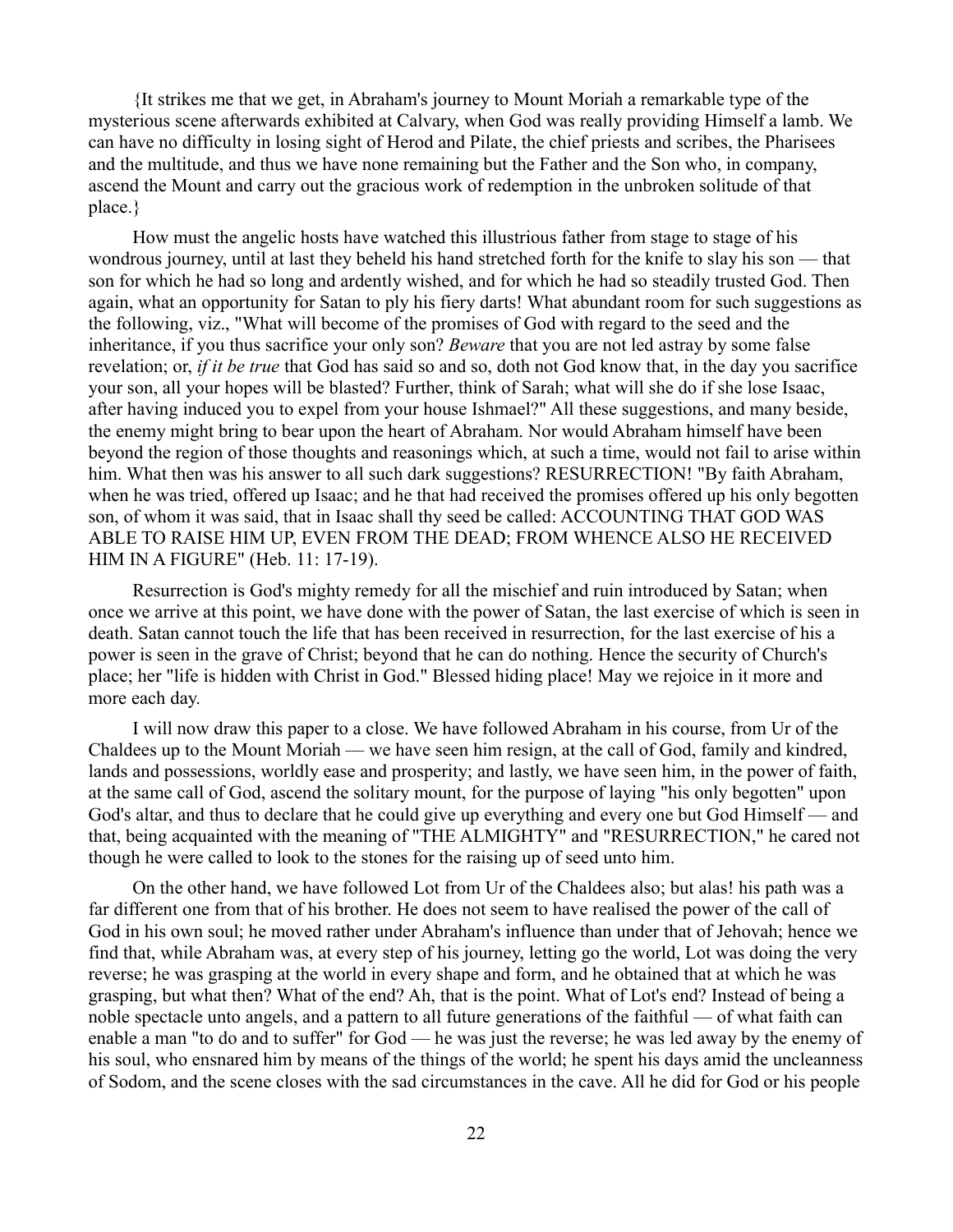{It strikes me that we get, in Abraham's journey to Mount Moriah a remarkable type of the mysterious scene afterwards exhibited at Calvary, when God was really providing Himself a lamb. We can have no difficulty in losing sight of Herod and Pilate, the chief priests and scribes, the Pharisees and the multitude, and thus we have none remaining but the Father and the Son who, in company, ascend the Mount and carry out the gracious work of redemption in the unbroken solitude of that place.}

How must the angelic hosts have watched this illustrious father from stage to stage of his wondrous journey, until at last they beheld his hand stretched forth for the knife to slay his son — that son for which he had so long and ardently wished, and for which he had so steadily trusted God. Then again, what an opportunity for Satan to ply his fiery darts! What abundant room for such suggestions as the following, viz., "What will become of the promises of God with regard to the seed and the inheritance, if you thus sacrifice your only son? *Beware* that you are not led astray by some false revelation; or, *if it be true* that God has said so and so, doth not God know that, in the day you sacrifice your son, all your hopes will be blasted? Further, think of Sarah; what will she do if she lose Isaac, after having induced you to expel from your house Ishmael?" All these suggestions, and many beside, the enemy might bring to bear upon the heart of Abraham. Nor would Abraham himself have been beyond the region of those thoughts and reasonings which, at such a time, would not fail to arise within him. What then was his answer to all such dark suggestions? RESURRECTION! "By faith Abraham, when he was tried, offered up Isaac; and he that had received the promises offered up his only begotten son, of whom it was said, that in Isaac shall thy seed be called: ACCOUNTING THAT GOD WAS ABLE TO RAISE HIM UP, EVEN FROM THE DEAD; FROM WHENCE ALSO HE RECEIVED HIM IN A FIGURE" (Heb. 11: 17-19).

Resurrection is God's mighty remedy for all the mischief and ruin introduced by Satan; when once we arrive at this point, we have done with the power of Satan, the last exercise of which is seen in death. Satan cannot touch the life that has been received in resurrection, for the last exercise of his a power is seen in the grave of Christ; beyond that he can do nothing. Hence the security of Church's place; her "life is hidden with Christ in God." Blessed hiding place! May we rejoice in it more and more each day.

I will now draw this paper to a close. We have followed Abraham in his course, from Ur of the Chaldees up to the Mount Moriah — we have seen him resign, at the call of God, family and kindred, lands and possessions, worldly ease and prosperity; and lastly, we have seen him, in the power of faith, at the same call of God, ascend the solitary mount, for the purpose of laying "his only begotten" upon God's altar, and thus to declare that he could give up everything and every one but God Himself — and that, being acquainted with the meaning of "THE ALMIGHTY" and "RESURRECTION," he cared not though he were called to look to the stones for the raising up of seed unto him.

On the other hand, we have followed Lot from Ur of the Chaldees also; but alas! his path was a far different one from that of his brother. He does not seem to have realised the power of the call of God in his own soul; he moved rather under Abraham's influence than under that of Jehovah; hence we find that, while Abraham was, at every step of his journey, letting go the world, Lot was doing the very reverse; he was grasping at the world in every shape and form, and he obtained that at which he was grasping, but what then? What of the end? Ah, that is the point. What of Lot's end? Instead of being a noble spectacle unto angels, and a pattern to all future generations of the faithful — of what faith can enable a man "to do and to suffer" for God — he was just the reverse; he was led away by the enemy of his soul, who ensnared him by means of the things of the world; he spent his days amid the uncleanness of Sodom, and the scene closes with the sad circumstances in the cave. All he did for God or his people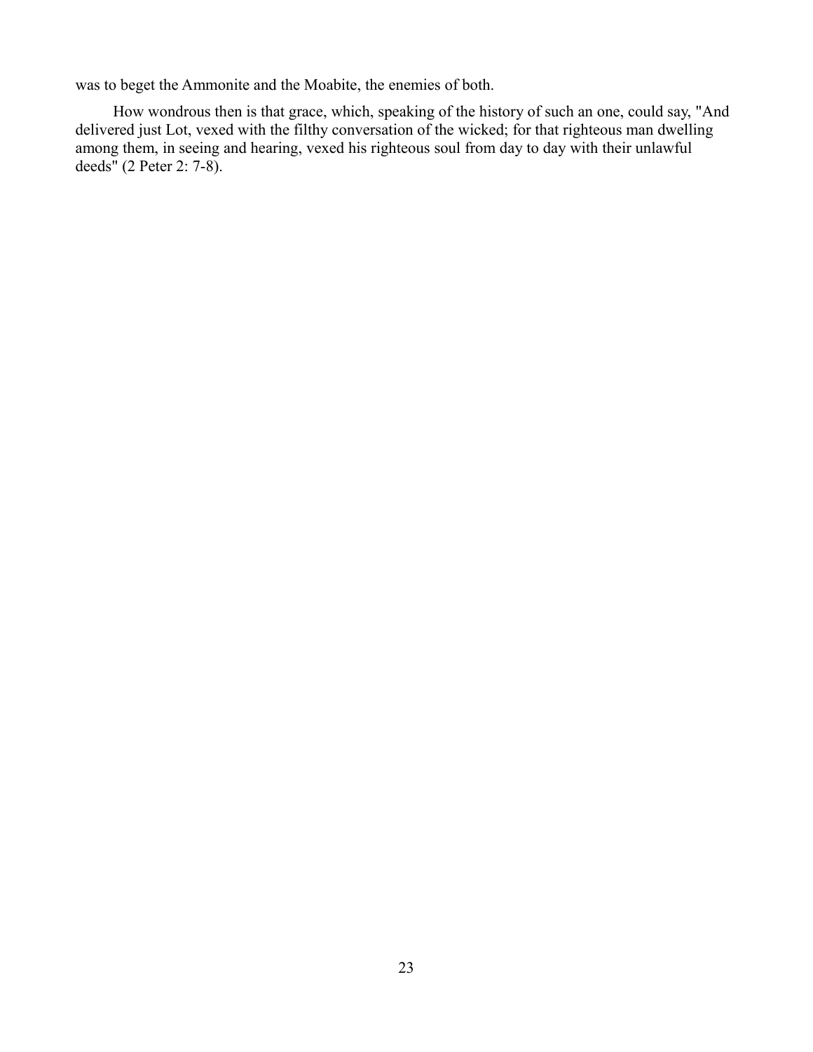was to beget the Ammonite and the Moabite, the enemies of both.

How wondrous then is that grace, which, speaking of the history of such an one, could say, "And delivered just Lot, vexed with the filthy conversation of the wicked; for that righteous man dwelling among them, in seeing and hearing, vexed his righteous soul from day to day with their unlawful deeds" (2 Peter 2: 7-8).